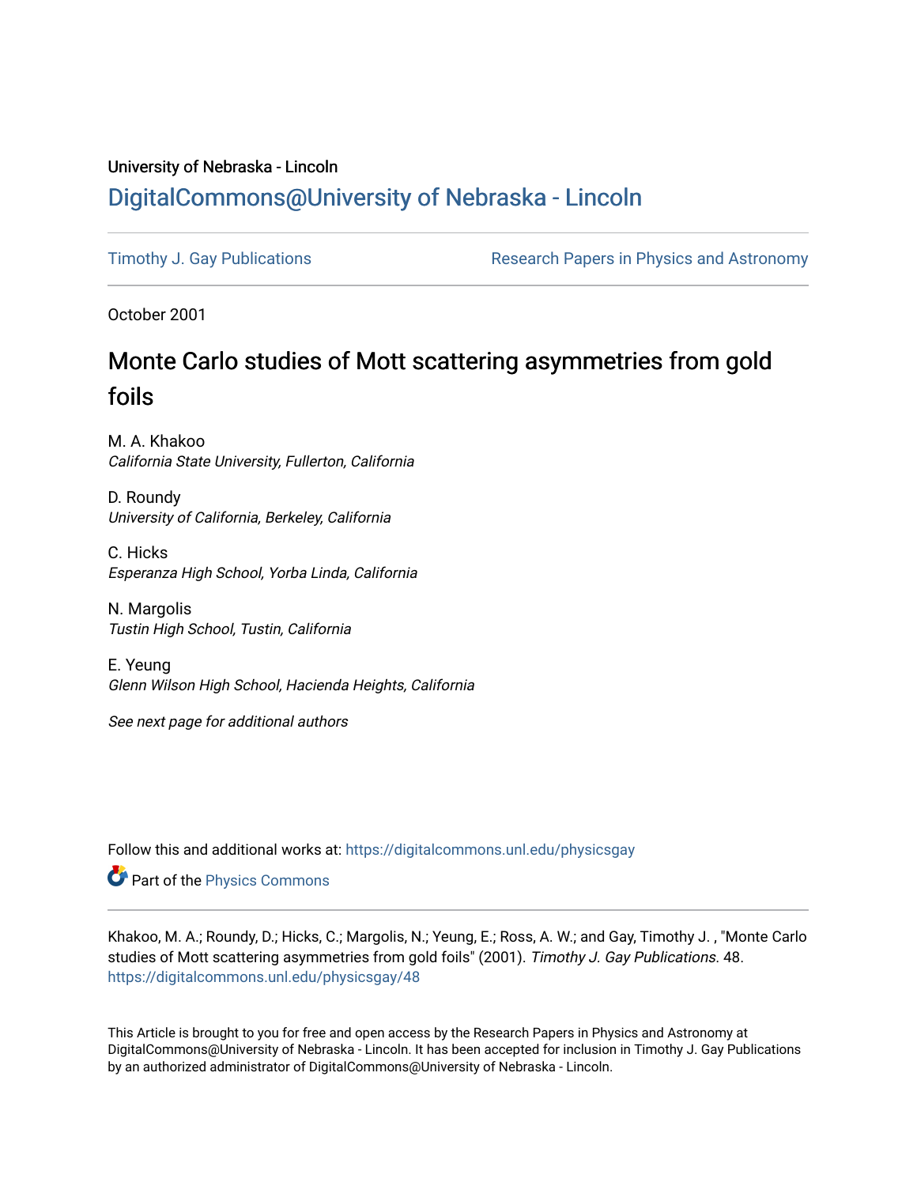University of Nebraska - Lincoln

## DigitalCommons@University of Nebraska - Lincoln

Timothy J. Gay Publications

Research Papers in Physics and Astronomy

October 2001

# Monte Carlo studies of Mott scattering asymmetries from gold foils

M. A. Khakoo
*California State University, Fullerton, California*

D. Roundy
*University of California, Berkeley, California*

C. Hicks
*Esperanza High School, Yorba Linda, California*

N. Margolis
*Tustin High School, Tustin, California*

E. Yeung
*Glenn Wilson High School, Hacienda Heights, California*

*See next page for additional authors*

Follow this and additional works at: https://digitalcommons.unl.edu/physicsgay

Part of the Physics Commons

Khakoo, M. A.; Roundy, D.; Hicks, C.; Margolis, N.; Yeung, E.; Ross, A. W.; and Gay, Timothy J. , "Monte Carlo studies of Mott scattering asymmetries from gold foils" (2001). *Timothy J. Gay Publications*. 48.
https://digitalcommons.unl.edu/physicsgay/48

This Article is brought to you for free and open access by the Research Papers in Physics and Astronomy at DigitalCommons@University of Nebraska - Lincoln. It has been accepted for inclusion in Timothy J. Gay Publications by an authorized administrator of DigitalCommons@University of Nebraska - Lincoln.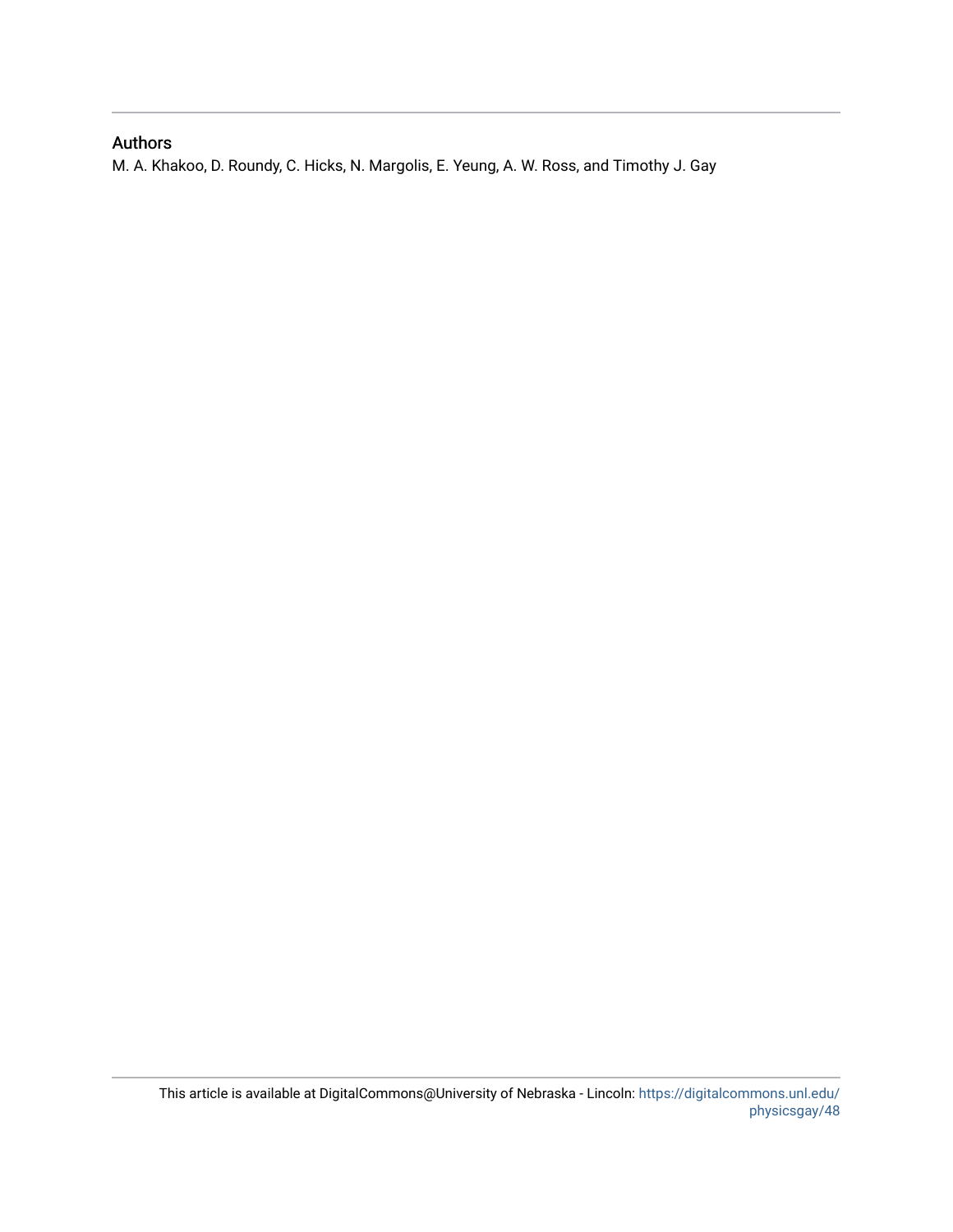## Authors

M. A. Khakoo, D. Roundy, C. Hicks, N. Margolis, E. Yeung, A. W. Ross, and Timothy J. Gay

This article is available at DigitalCommons@University of Nebraska - Lincoln: https://digitalcommons.unl.edu/physicsgay/48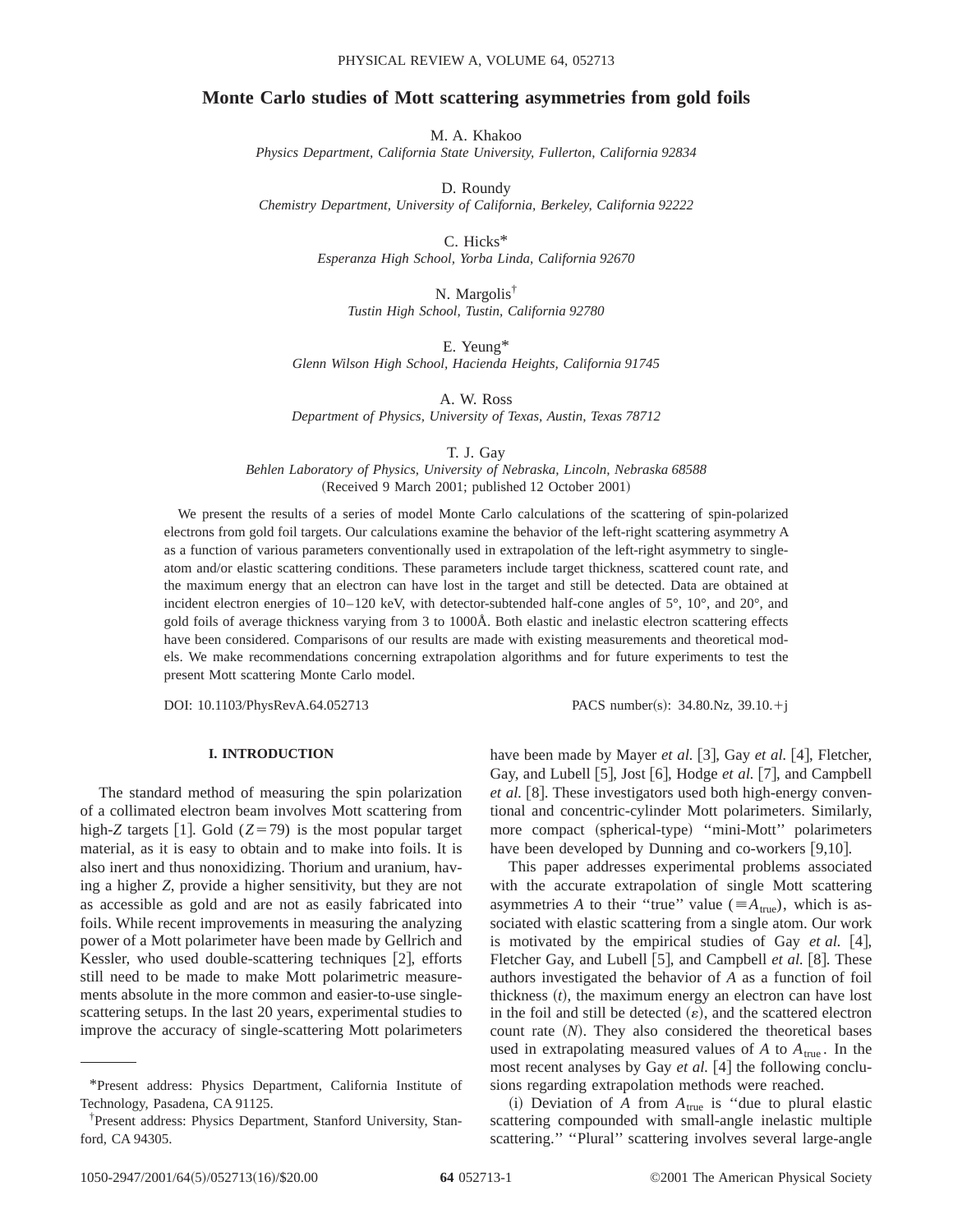# Monte Carlo studies of Mott scattering asymmetries from gold foils

M. A. Khakoo

*Physics Department, California State University, Fullerton, California 92834*

D. Roundy

*Chemistry Department, University of California, Berkeley, California 92222*

C. Hicks*

*Esperanza High School, Yorba Linda, California 92670*

N. Margolis[†]

*Tustin High School, Tustin, California 92780*

E. Yeung*

*Glenn Wilson High School, Hacienda Heights, California 91745*

A. W. Ross

*Department of Physics, University of Texas, Austin, Texas 78712*

T. J. Gay

*Behlen Laboratory of Physics, University of Nebraska, Lincoln, Nebraska 68588*

(Received 9 March 2001; published 12 October 2001)

We present the results of a series of model Monte Carlo calculations of the scattering of spin-polarized electrons from gold foil targets. Our calculations examine the behavior of the left-right scattering asymmetry A as a function of various parameters conventionally used in extrapolation of the left-right asymmetry to single-atom and/or elastic scattering conditions. These parameters include target thickness, scattered count rate, and the maximum energy that an electron can have lost in the target and still be detected. Data are obtained at incident electron energies of 10–120 keV, with detector-subtended half-cone angles of 5°, 10°, and 20°, and gold foils of average thickness varying from 3 to 1000Å. Both elastic and inelastic electron scattering effects have been considered. Comparisons of our results are made with existing measurements and theoretical models. We make recommendations concerning extrapolation algorithms and for future experiments to test the present Mott scattering Monte Carlo model.

DOI: 10.1103/PhysRevA.64.052713 PACS number(s): 34.80.Nz, 39.10.+j

## I. INTRODUCTION

The standard method of measuring the spin polarization of a collimated electron beam involves Mott scattering from high-$Z$ targets [1]. Gold ($Z=79$) is the most popular target material, as it is easy to obtain and to make into foils. It is also inert and thus nonoxidizing. Thorium and uranium, having a higher $Z$, provide a higher sensitivity, but they are not as accessible as gold and are not as easily fabricated into foils. While recent improvements in measuring the analyzing power of a Mott polarimeter have been made by Gellrich and Kessler, who used double-scattering techniques [2], efforts still need to be made to make Mott polarimetric measurements absolute in the more common and easier-to-use single-scattering setups. In the last 20 years, experimental studies to improve the accuracy of single-scattering Mott polarimeters have been made by Mayer *et al.* [3], Gay *et al.* [4], Fletcher, Gay, and Lubell [5], Jost [6], Hodge *et al.* [7], and Campbell *et al.* [8]. These investigators used both high-energy conventional and concentric-cylinder Mott polarimeters. Similarly, more compact (spherical-type) "mini-Mott" polarimeters have been developed by Dunning and co-workers [9,10].

This paper addresses experimental problems associated with the accurate extrapolation of single Mott scattering asymmetries $A$ to their "true" value ($\equiv A_{\text{true}}$), which is associated with elastic scattering from a single atom. Our work is motivated by the empirical studies of Gay *et al.* [4], Fletcher Gay, and Lubell [5], and Campbell *et al.* [8]. These authors investigated the behavior of $A$ as a function of foil thickness ($t$), the maximum energy an electron can have lost in the foil and still be detected ($\varepsilon$), and the scattered electron count rate ($N$). They also considered the theoretical bases used in extrapolating measured values of $A$ to $A_{\text{true}}$. In the most recent analyses by Gay *et al.* [4] the following conclusions regarding extrapolation methods were reached.

(i) Deviation of $A$ from $A_{\text{true}}$ is "due to plural elastic scattering compounded with small-angle inelastic multiple scattering." "Plural" scattering involves several large-angle

*Present address: Physics Department, California Institute of Technology, Pasadena, CA 91125.

[†]Present address: Physics Department, Stanford University, Stanford, CA 94305.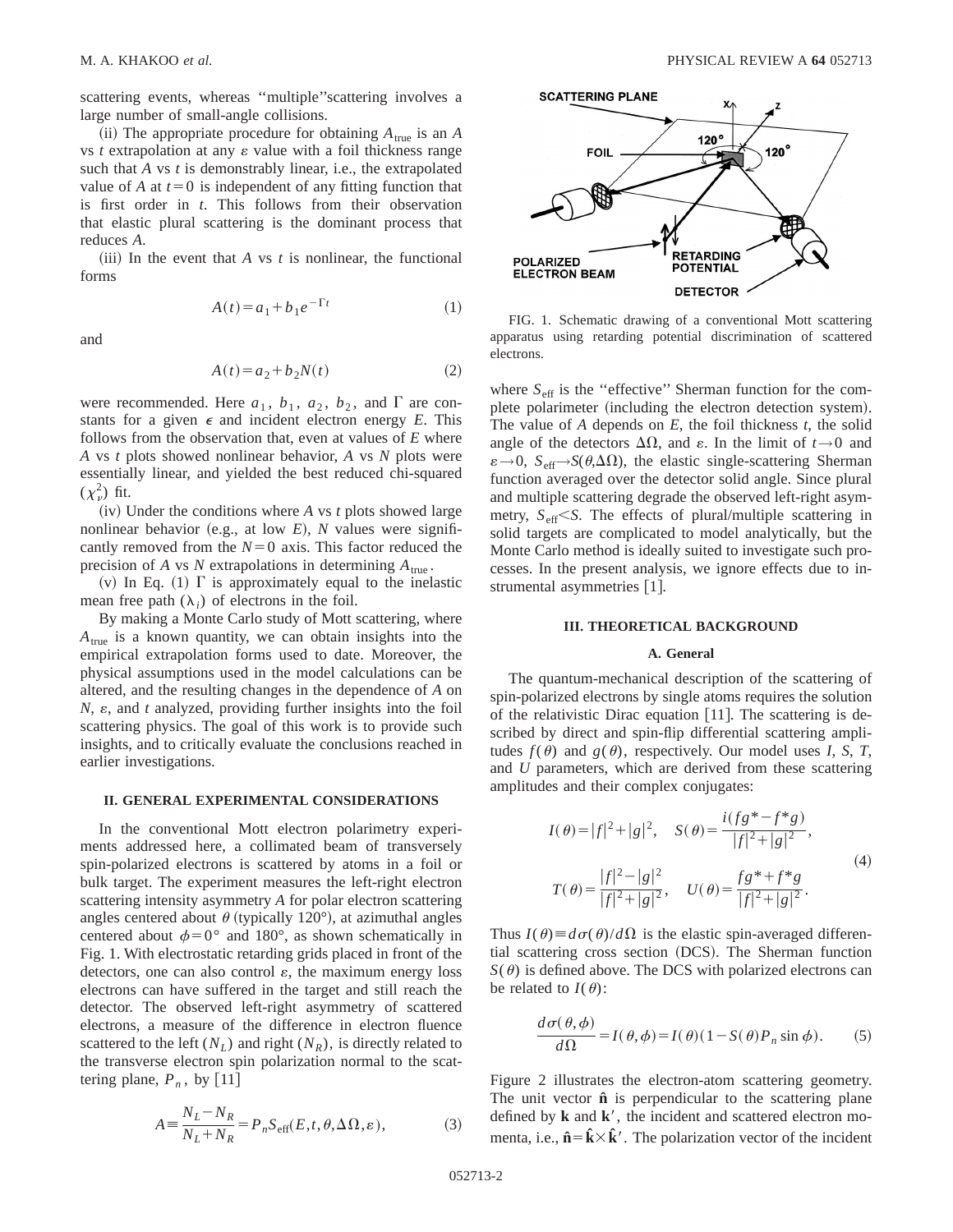scattering events, whereas ''multiple''scattering involves a large number of small-angle collisions.

(ii) The appropriate procedure for obtaining $A_{\rm true}$ is an $A$ vs $t$ extrapolation at any $\varepsilon$ value with a foil thickness range such that $A$ vs $t$ is demonstrably linear, i.e., the extrapolated value of $A$ at $t=0$ is independent of any fitting function that is first order in $t$. This follows from their observation that elastic plural scattering is the dominant process that reduces $A$.

(iii) In the event that $A$ vs $t$ is nonlinear, the functional forms

$$A(t)=a_1+b_1e^{-\Gamma t} \tag{1}$$

and

$$A(t)=a_2+b_2N(t) \tag{2}$$

were recommended. Here $a_1$, $b_1$, $a_2$, $b_2$, and $\Gamma$ are constants for a given $\epsilon$ and incident electron energy $E$. This follows from the observation that, even at values of $E$ where $A$ vs $t$ plots showed nonlinear behavior, $A$ vs $N$ plots were essentially linear, and yielded the best reduced chi-squared $(\chi^2_\nu)$ fit.

(iv) Under the conditions where $A$ vs $t$ plots showed large nonlinear behavior (e.g., at low $E$), $N$ values were significantly removed from the $N=0$ axis. This factor reduced the precision of $A$ vs $N$ extrapolations in determining $A_{\rm true}$.

(v) In Eq. (1) $\Gamma$ is approximately equal to the inelastic mean free path $(\lambda_i)$ of electrons in the foil.

By making a Monte Carlo study of Mott scattering, where $A_{\rm true}$ is a known quantity, we can obtain insights into the empirical extrapolation forms used to date. Moreover, the physical assumptions used in the model calculations can be altered, and the resulting changes in the dependence of $A$ on $N$, $\varepsilon$, and $t$ analyzed, providing further insights into the foil scattering physics. The goal of this work is to provide such insights, and to critically evaluate the conclusions reached in earlier investigations.

## II. GENERAL EXPERIMENTAL CONSIDERATIONS

In the conventional Mott electron polarimetry experiments addressed here, a collimated beam of transversely spin-polarized electrons is scattered by atoms in a foil or bulk target. The experiment measures the left-right electron scattering intensity asymmetry $A$ for polar electron scattering angles centered about $\theta$ (typically 120°), at azimuthal angles centered about $\phi=0°$ and 180°, as shown schematically in Fig. 1. With electrostatic retarding grids placed in front of the detectors, one can also control $\varepsilon$, the maximum energy loss electrons can have suffered in the target and still reach the detector. The observed left-right asymmetry of scattered electrons, a measure of the difference in electron fluence scattered to the left $(N_L)$ and right $(N_R)$, is directly related to the transverse electron spin polarization normal to the scattering plane, $P_n$, by [11]

$$A\equiv\frac{N_L-N_R}{N_L+N_R}=P_nS_{\rm eff}(E,t,\theta,\Delta\Omega,\varepsilon), \tag{3}$$

SCATTERING PLANE
FOIL
120°
120°
x
z
POLARIZED ELECTRON BEAM
RETARDING POTENTIAL
DETECTOR

FIG. 1. Schematic drawing of a conventional Mott scattering apparatus using retarding potential discrimination of scattered electrons.

where $S_{\rm eff}$ is the ''effective'' Sherman function for the complete polarimeter (including the electron detection system). The value of $A$ depends on $E$, the foil thickness $t$, the solid angle of the detectors $\Delta\Omega$, and $\varepsilon$. In the limit of $t\rightarrow0$ and $\varepsilon\rightarrow0$, $S_{\rm eff}\rightarrow S(\theta,\Delta\Omega)$, the elastic single-scattering Sherman function averaged over the detector solid angle. Since plural and multiple scattering degrade the observed left-right asymmetry, $S_{\rm eff}<S$. The effects of plural/multiple scattering in solid targets are complicated to model analytically, but the Monte Carlo method is ideally suited to investigate such processes. In the present analysis, we ignore effects due to instrumental asymmetries [1].

## III. THEORETICAL BACKGROUND

### A. General

The quantum-mechanical description of the scattering of spin-polarized electrons by single atoms requires the solution of the relativistic Dirac equation [11]. The scattering is described by direct and spin-flip differential scattering amplitudes $f(\theta)$ and $g(\theta)$, respectively. Our model uses $I$, $S$, $T$, and $U$ parameters, which are derived from these scattering amplitudes and their complex conjugates:

$$\begin{aligned}I(\theta)&=|f|^2+|g|^2, \quad S(\theta)=\frac{i(fg^*-f^*g)}{|f|^2+|g|^2},\\ T(\theta)&=\frac{|f|^2-|g|^2}{|f|^2+|g|^2}, \quad U(\theta)=\frac{fg^*+f^*g}{|f|^2+|g|^2}.\end{aligned} \tag{4}$$

Thus $I(\theta)\equiv d\sigma(\theta)/d\Omega$ is the elastic spin-averaged differential scattering cross section (DCS). The Sherman function $S(\theta)$ is defined above. The DCS with polarized electrons can be related to $I(\theta)$:

$$\frac{d\sigma(\theta,\phi)}{d\Omega}=I(\theta,\phi)=I(\theta)(1-S(\theta)P_n\sin\phi). \tag{5}$$

Figure 2 illustrates the electron-atom scattering geometry. The unit vector $\hat{\mathbf{n}}$ is perpendicular to the scattering plane defined by $\mathbf{k}$ and $\mathbf{k}'$, the incident and scattered electron momenta, i.e., $\hat{\mathbf{n}}=\hat{\mathbf{k}}\times\hat{\mathbf{k}}'$. The polarization vector of the incident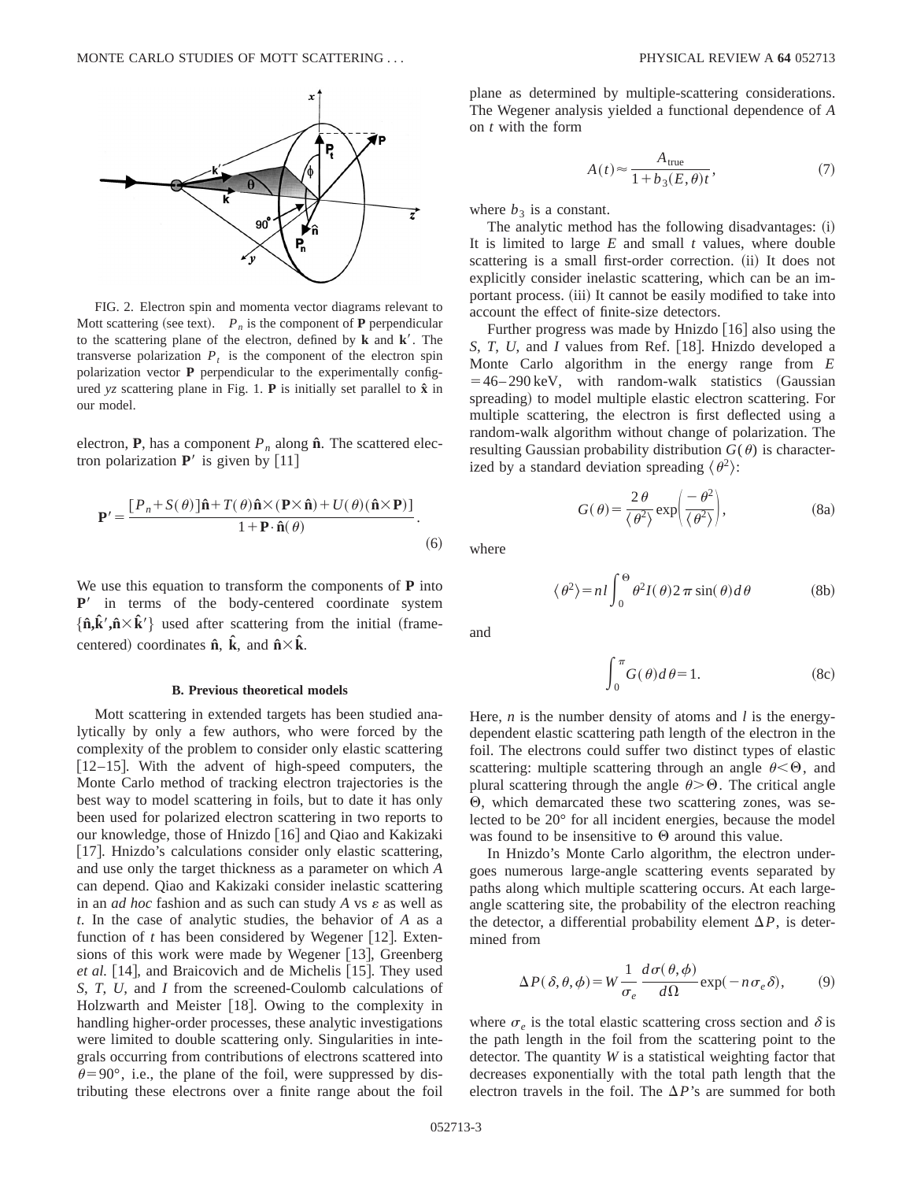FIG. 2. Electron spin and momenta vector diagrams relevant to Mott scattering (see text). $P_n$ is the component of **P** perpendicular to the scattering plane of the electron, defined by **k** and **k**′. The transverse polarization $P_t$ is the component of the electron spin polarization vector **P** perpendicular to the experimentally configured *yz* scattering plane in Fig. 1. **P** is initially set parallel to $\hat{\mathbf{x}}$ in our model.

electron, **P**, has a component $P_n$ along $\hat{\mathbf{n}}$. The scattered electron polarization $\mathbf{P}'$ is given by [11]

$$\mathbf{P}' = \frac{[P_n + S(\theta)]\hat{\mathbf{n}} + T(\theta)\hat{\mathbf{n}}\times(\mathbf{P}\times\hat{\mathbf{n}}) + U(\theta)(\hat{\mathbf{n}}\times\mathbf{P})}{1+\mathbf{P}\cdot\hat{\mathbf{n}}(\theta)}. \tag{6}$$

We use this equation to transform the components of **P** into $\mathbf{P}'$ in terms of the body-centered coordinate system $\{\hat{\mathbf{n}},\hat{\mathbf{k}}',\hat{\mathbf{n}}\times\hat{\mathbf{k}}'\}$ used after scattering from the initial (frame-centered) coordinates $\hat{\mathbf{n}}$, $\hat{\mathbf{k}}$, and $\hat{\mathbf{n}}\times\hat{\mathbf{k}}$.

### B. Previous theoretical models

Mott scattering in extended targets has been studied analytically by only a few authors, who were forced by the complexity of the problem to consider only elastic scattering [12–15]. With the advent of high-speed computers, the Monte Carlo method of tracking electron trajectories is the best way to model scattering in foils, but to date it has only been used for polarized electron scattering in two reports to our knowledge, those of Hnizdo [16] and Qiao and Kakizaki [17]. Hnizdo's calculations consider only elastic scattering, and use only the target thickness as a parameter on which *A* can depend. Qiao and Kakizaki consider inelastic scattering in an *ad hoc* fashion and as such can study *A* vs $\varepsilon$ as well as *t*. In the case of analytic studies, the behavior of *A* as a function of *t* has been considered by Wegener [12]. Extensions of this work were made by Wegener [13], Greenberg *et al.* [14], and Braicovich and de Michelis [15]. They used *S*, *T*, *U*, and *I* from the screened-Coulomb calculations of Holzwarth and Meister [18]. Owing to the complexity in handling higher-order processes, these analytic investigations were limited to double scattering only. Singularities in integrals occurring from contributions of electrons scattered into $\theta = 90°$, i.e., the plane of the foil, were suppressed by distributing these electrons over a finite range about the foil plane as determined by multiple-scattering considerations. The Wegener analysis yielded a functional dependence of *A* on *t* with the form

$$A(t) \approx \frac{A_{\text{true}}}{1+b_3(E,\theta)t}, \tag{7}$$

where $b_3$ is a constant.

The analytic method has the following disadvantages: (i) It is limited to large *E* and small *t* values, where double scattering is a small first-order correction. (ii) It does not explicitly consider inelastic scattering, which can be an important process. (iii) It cannot be easily modified to take into account the effect of finite-size detectors.

Further progress was made by Hnizdo [16] also using the *S*, *T*, *U*, and *I* values from Ref. [18]. Hnizdo developed a Monte Carlo algorithm in the energy range from $E = 46$–$290$ keV, with random-walk statistics (Gaussian spreading) to model multiple elastic electron scattering. For multiple scattering, the electron is first deflected using a random-walk algorithm without change of polarization. The resulting Gaussian probability distribution $G(\theta)$ is characterized by a standard deviation spreading $\langle\theta^2\rangle$:

$$G(\theta) = \frac{2\theta}{\langle\theta^2\rangle}\exp\left(\frac{-\theta^2}{\langle\theta^2\rangle}\right), \tag{8a}$$

where

$$\langle\theta^2\rangle = nl\int_0^{\Theta}\theta^2 I(\theta)2\pi\sin(\theta)d\theta \tag{8b}$$

and

$$\int_0^{\pi} G(\theta)d\theta = 1. \tag{8c}$$

Here, *n* is the number density of atoms and *l* is the energy-dependent elastic scattering path length of the electron in the foil. The electrons could suffer two distinct types of elastic scattering: multiple scattering through an angle $\theta < \Theta$, and plural scattering through the angle $\theta > \Theta$. The critical angle $\Theta$, which demarcated these two scattering zones, was selected to be 20° for all incident energies, because the model was found to be insensitive to $\Theta$ around this value.

In Hnizdo's Monte Carlo algorithm, the electron undergoes numerous large-angle scattering events separated by paths along which multiple scattering occurs. At each large-angle scattering site, the probability of the electron reaching the detector, a differential probability element $\Delta P$, is determined from

$$\Delta P(\delta,\theta,\phi) = W\frac{1}{\sigma_e}\frac{d\sigma(\theta,\phi)}{d\Omega}\exp(-n\sigma_e\delta), \tag{9}$$

where $\sigma_e$ is the total elastic scattering cross section and $\delta$ is the path length in the foil from the scattering point to the detector. The quantity *W* is a statistical weighting factor that decreases exponentially with the total path length that the electron travels in the foil. The $\Delta P$'s are summed for both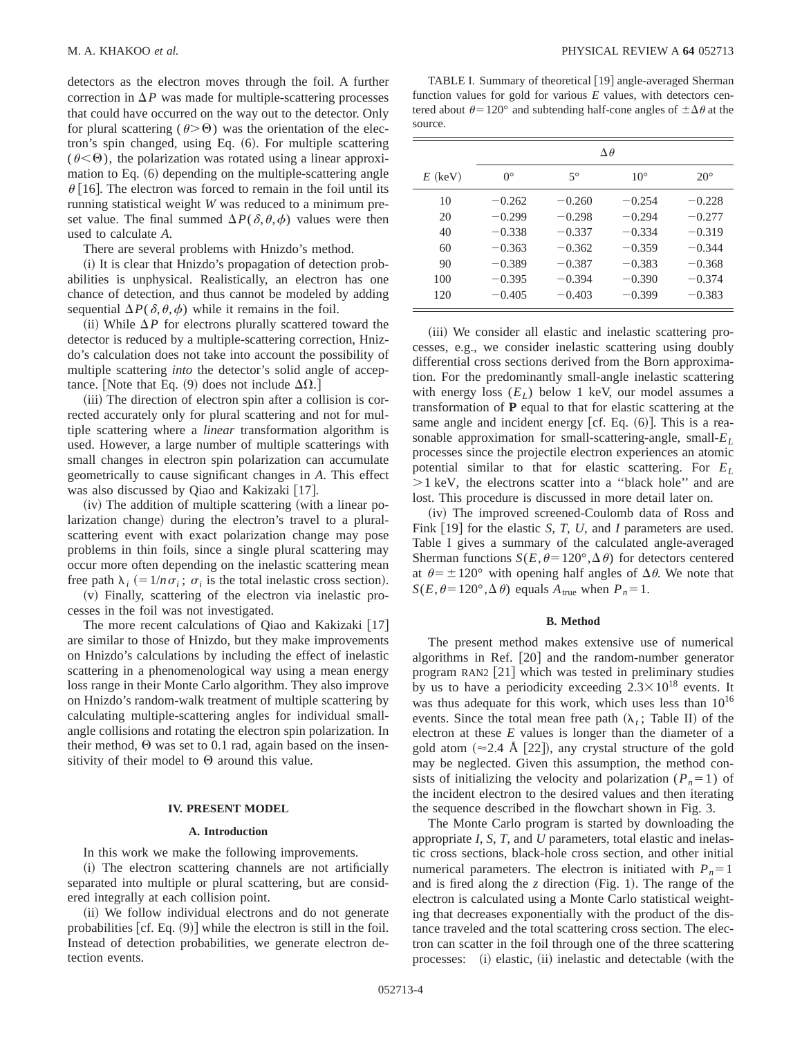detectors as the electron moves through the foil. A further correction in $\Delta P$ was made for multiple-scattering processes that could have occurred on the way out to the detector. Only for plural scattering ($\theta > \Theta$) was the orientation of the electron's spin changed, using Eq. (6). For multiple scattering ($\theta < \Theta$), the polarization was rotated using a linear approximation to Eq. (6) depending on the multiple-scattering angle $\theta$ [16]. The electron was forced to remain in the foil until its running statistical weight $W$ was reduced to a minimum preset value. The final summed $\Delta P(\delta,\theta,\phi)$ values were then used to calculate $A$.

There are several problems with Hnizdo's method.

(i) It is clear that Hnizdo's propagation of detection probabilities is unphysical. Realistically, an electron has one chance of detection, and thus cannot be modeled by adding sequential $\Delta P(\delta,\theta,\phi)$ while it remains in the foil.

(ii) While $\Delta P$ for electrons plurally scattered toward the detector is reduced by a multiple-scattering correction, Hnizdo's calculation does not take into account the possibility of multiple scattering *into* the detector's solid angle of acceptance. [Note that Eq. (9) does not include $\Delta\Omega$.]

(iii) The direction of electron spin after a collision is corrected accurately only for plural scattering and not for multiple scattering where a *linear* transformation algorithm is used. However, a large number of multiple scatterings with small changes in electron spin polarization can accumulate geometrically to cause significant changes in $A$. This effect was also discussed by Qiao and Kakizaki [17].

(iv) The addition of multiple scattering (with a linear polarization change) during the electron's travel to a plural-scattering event with exact polarization change may pose problems in thin foils, since a single plural scattering may occur more often depending on the inelastic scattering mean free path $\lambda_i$ ($=1/n\sigma_i$; $\sigma_i$ is the total inelastic cross section).

(v) Finally, scattering of the electron via inelastic processes in the foil was not investigated.

The more recent calculations of Qiao and Kakizaki [17] are similar to those of Hnizdo, but they make improvements on Hnizdo's calculations by including the effect of inelastic scattering in a phenomenological way using a mean energy loss range in their Monte Carlo algorithm. They also improve on Hnizdo's random-walk treatment of multiple scattering by calculating multiple-scattering angles for individual small-angle collisions and rotating the electron spin polarization. In their method, $\Theta$ was set to 0.1 rad, again based on the insensitivity of their model to $\Theta$ around this value.

## IV. PRESENT MODEL

### A. Introduction

In this work we make the following improvements.

(i) The electron scattering channels are not artificially separated into multiple or plural scattering, but are considered integrally at each collision point.

(ii) We follow individual electrons and do not generate probabilities [cf. Eq. (9)] while the electron is still in the foil. Instead of detection probabilities, we generate electron detection events.

TABLE I. Summary of theoretical [19] angle-averaged Sherman function values for gold for various $E$ values, with detectors centered about $\theta = 120°$ and subtending half-cone angles of $\pm\Delta\theta$ at the source.

| | $\Delta\theta$ | | | |
|---|---|---|---|---|
| $E$ (keV) | 0° | 5° | 10° | 20° |
| 10 | −0.262 | −0.260 | −0.254 | −0.228 |
| 20 | −0.299 | −0.298 | −0.294 | −0.277 |
| 40 | −0.338 | −0.337 | −0.334 | −0.319 |
| 60 | −0.363 | −0.362 | −0.359 | −0.344 |
| 90 | −0.389 | −0.387 | −0.383 | −0.368 |
| 100 | −0.395 | −0.394 | −0.390 | −0.374 |
| 120 | −0.405 | −0.403 | −0.399 | −0.383 |

(iii) We consider all elastic and inelastic scattering processes, e.g., we consider inelastic scattering using doubly differential cross sections derived from the Born approximation. For the predominantly small-angle inelastic scattering with energy loss ($E_L$) below 1 keV, our model assumes a transformation of **P** equal to that for elastic scattering at the same angle and incident energy [cf. Eq. (6)]. This is a reasonable approximation for small-scattering-angle, small-$E_L$ processes since the projectile electron experiences an atomic potential similar to that for elastic scattering. For $E_L > 1$ keV, the electrons scatter into a "black hole" and are lost. This procedure is discussed in more detail later on.

(iv) The improved screened-Coulomb data of Ross and Fink [19] for the elastic $S$, $T$, $U$, and $I$ parameters are used. Table I gives a summary of the calculated angle-averaged Sherman functions $S(E,\theta=120°,\Delta\theta)$ for detectors centered at $\theta = \pm 120°$ with opening half angles of $\Delta\theta$. We note that $S(E,\theta=120°,\Delta\theta)$ equals $A_{\mathrm{true}}$ when $P_n = 1$.

### B. Method

The present method makes extensive use of numerical algorithms in Ref. [20] and the random-number generator program RAN2 [21] which was tested in preliminary studies by us to have a periodicity exceeding $2.3\times10^{18}$ events. It was thus adequate for this work, which uses less than $10^{16}$ events. Since the total mean free path ($\lambda_t$; Table II) of the electron at these $E$ values is longer than the diameter of a gold atom ($\approx 2.4$ Å [22]), any crystal structure of the gold may be neglected. Given this assumption, the method consists of initializing the velocity and polarization ($P_n = 1$) of the incident electron to the desired values and then iterating the sequence described in the flowchart shown in Fig. 3.

The Monte Carlo program is started by downloading the appropriate $I$, $S$, $T$, and $U$ parameters, total elastic and inelastic cross sections, black-hole cross section, and other initial numerical parameters. The electron is initiated with $P_n = 1$ and is fired along the $z$ direction (Fig. 1). The range of the electron is calculated using a Monte Carlo statistical weighting that decreases exponentially with the product of the distance traveled and the total scattering cross section. The electron can scatter in the foil through one of the three scattering processes: (i) elastic, (ii) inelastic and detectable (with the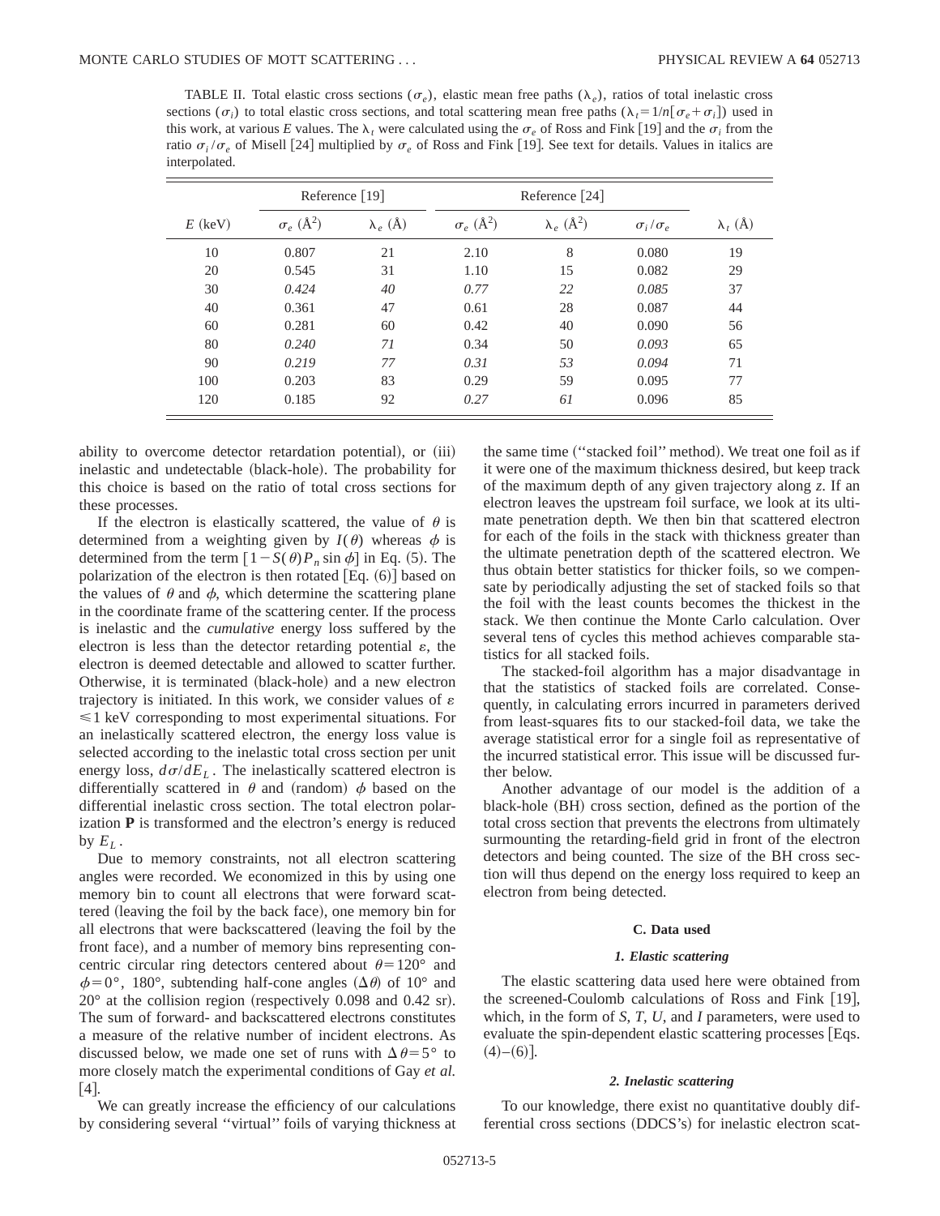TABLE II. Total elastic cross sections ($\sigma_e$), elastic mean free paths ($\lambda_e$), ratios of total inelastic cross sections ($\sigma_i$) to total elastic cross sections, and total scattering mean free paths ($\lambda_t = 1/n[\sigma_e + \sigma_i]$) used in this work, at various $E$ values. The $\lambda_t$ were calculated using the $\sigma_e$ of Ross and Fink [19] and the $\sigma_i$ from the ratio $\sigma_i/\sigma_e$ of Misell [24] multiplied by $\sigma_e$ of Ross and Fink [19]. See text for details. Values in italics are interpolated.

| | Reference [19] | | Reference [24] | | | |
|---|---|---|---|---|---|---|
| $E$ (keV) | $\sigma_e$ (Å$^2$) | $\lambda_e$ (Å) | $\sigma_e$ (Å$^2$) | $\lambda_e$ (Å$^2$) | $\sigma_i/\sigma_e$ | $\lambda_t$ (Å) |
| 10 | 0.807 | 21 | 2.10 | 8 | 0.080 | 19 |
| 20 | 0.545 | 31 | 1.10 | 15 | 0.082 | 29 |
| 30 | *0.424* | *40* | *0.77* | *22* | *0.085* | 37 |
| 40 | 0.361 | 47 | 0.61 | 28 | 0.087 | 44 |
| 60 | 0.281 | 60 | 0.42 | 40 | 0.090 | 56 |
| 80 | *0.240* | *71* | 0.34 | 50 | *0.093* | 65 |
| 90 | *0.219* | *77* | *0.31* | *53* | *0.094* | 71 |
| 100 | 0.203 | 83 | 0.29 | 59 | 0.095 | 77 |
| 120 | 0.185 | 92 | *0.27* | *61* | 0.096 | 85 |

ability to overcome detector retardation potential), or (iii) inelastic and undetectable (black-hole). The probability for this choice is based on the ratio of total cross sections for these processes.

If the electron is elastically scattered, the value of $\theta$ is determined from a weighting given by $I(\theta)$ whereas $\phi$ is determined from the term $[1 - S(\theta)P_n \sin\phi]$ in Eq. (5). The polarization of the electron is then rotated [Eq. (6)] based on the values of $\theta$ and $\phi$, which determine the scattering plane in the coordinate frame of the scattering center. If the process is inelastic and the *cumulative* energy loss suffered by the electron is less than the detector retarding potential $\varepsilon$, the electron is deemed detectable and allowed to scatter further. Otherwise, it is terminated (black-hole) and a new electron trajectory is initiated. In this work, we consider values of $\varepsilon \leqslant 1$ keV corresponding to most experimental situations. For an inelastically scattered electron, the energy loss value is selected according to the inelastic total cross section per unit energy loss, $d\sigma/dE_L$. The inelastically scattered electron is differentially scattered in $\theta$ and (random) $\phi$ based on the differential inelastic cross section. The total electron polarization **P** is transformed and the electron's energy is reduced by $E_L$.

Due to memory constraints, not all electron scattering angles were recorded. We economized in this by using one memory bin to count all electrons that were forward scattered (leaving the foil by the back face), one memory bin for all electrons that were backscattered (leaving the foil by the front face), and a number of memory bins representing concentric circular ring detectors centered about $\theta = 120°$ and $\phi = 0°$, 180°, subtending half-cone angles ($\Delta\theta$) of 10° and 20° at the collision region (respectively 0.098 and 0.42 sr). The sum of forward- and backscattered electrons constitutes a measure of the relative number of incident electrons. As discussed below, we made one set of runs with $\Delta\theta = 5°$ to more closely match the experimental conditions of Gay *et al.* [4].

We can greatly increase the efficiency of our calculations by considering several "virtual" foils of varying thickness at the same time ("stacked foil" method). We treat one foil as if it were one of the maximum thickness desired, but keep track of the maximum depth of any given trajectory along $z$. If an electron leaves the upstream foil surface, we look at its ultimate penetration depth. We then bin that scattered electron for each of the foils in the stack with thickness greater than the ultimate penetration depth of the scattered electron. We thus obtain better statistics for thicker foils, so we compensate by periodically adjusting the set of stacked foils so that the foil with the least counts becomes the thickest in the stack. We then continue the Monte Carlo calculation. Over several tens of cycles this method achieves comparable statistics for all stacked foils.

The stacked-foil algorithm has a major disadvantage in that the statistics of stacked foils are correlated. Consequently, in calculating errors incurred in parameters derived from least-squares fits to our stacked-foil data, we take the average statistical error for a single foil as representative of the incurred statistical error. This issue will be discussed further below.

Another advantage of our model is the addition of a black-hole (BH) cross section, defined as the portion of the total cross section that prevents the electrons from ultimately surmounting the retarding-field grid in front of the electron detectors and being counted. The size of the BH cross section will thus depend on the energy loss required to keep an electron from being detected.

### C. Data used

#### *1. Elastic scattering*

The elastic scattering data used here were obtained from the screened-Coulomb calculations of Ross and Fink [19], which, in the form of $S$, $T$, $U$, and $I$ parameters, were used to evaluate the spin-dependent elastic scattering processes [Eqs. (4)–(6)].

#### *2. Inelastic scattering*

To our knowledge, there exist no quantitative doubly differential cross sections (DDCS's) for inelastic electron scat-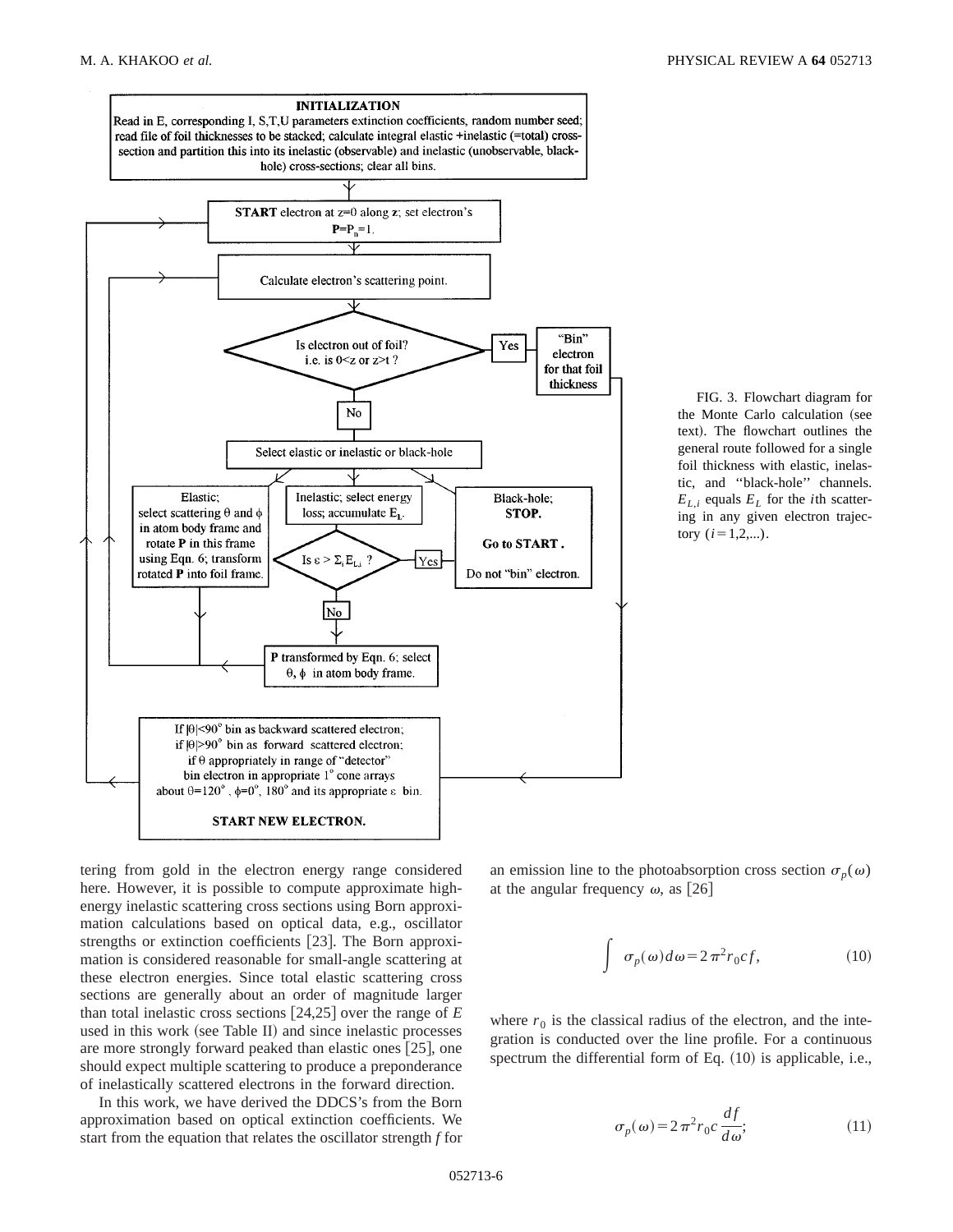INITIALIZATION

Read in E, corresponding I, S,T,U parameters extinction coefficients, random number seed; read file of foil thicknesses to be stacked; calculate integral elastic +inelastic (=total) cross-section and partition this into its inelastic (observable) and inelastic (unobservable, black-hole) cross-sections; clear all bins.

START electron at z=0 along z; set electron's P=P$_n$=1.

Calculate electron's scattering point.

Is electron out of foil? i.e. is 0<z or z>t ?

Yes

"Bin" electron for that foil thickness

No

Select elastic or inelastic or black-hole

Elastic; select scattering θ and φ in atom body frame and rotate P in this frame using Eqn. 6; transform rotated P into foil frame.

Inelastic; select energy loss; accumulate E$_L$.

Is ε > Σ$_i$ E$_{L,i}$ ?

Yes

No

Black-hole; STOP.

Go to START .

Do not "bin" electron.

P transformed by Eqn. 6; select θ, φ in atom body frame.

If |θ|<90° bin as backward scattered electron;
if |θ|>90° bin as forward scattered electron;
if θ appropriately in range of "detector"
bin electron in appropriate 1° cone arrays
about θ=120° , φ=0°, 180° and its appropriate ε bin.

START NEW ELECTRON.

FIG. 3. Flowchart diagram for the Monte Carlo calculation (see text). The flowchart outlines the general route followed for a single foil thickness with elastic, inelastic, and "black-hole" channels. $E_{L,i}$ equals $E_L$ for the $i$th scattering in any given electron trajectory ($i=1,2,...$).

tering from gold in the electron energy range considered here. However, it is possible to compute approximate high-energy inelastic scattering cross sections using Born approximation calculations based on optical data, e.g., oscillator strengths or extinction coefficients [23]. The Born approximation is considered reasonable for small-angle scattering at these electron energies. Since total elastic scattering cross sections are generally about an order of magnitude larger than total inelastic cross sections [24,25] over the range of $E$ used in this work (see Table II) and since inelastic processes are more strongly forward peaked than elastic ones [25], one should expect multiple scattering to produce a preponderance of inelastically scattered electrons in the forward direction.

In this work, we have derived the DDCS's from the Born approximation based on optical extinction coefficients. We start from the equation that relates the oscillator strength $f$ for an emission line to the photoabsorption cross section $\sigma_p(\omega)$ at the angular frequency $\omega$, as [26]

$$\int \sigma_p(\omega)d\omega = 2\pi^2 r_0 c f, \tag{10}$$

where $r_0$ is the classical radius of the electron, and the integration is conducted over the line profile. For a continuous spectrum the differential form of Eq. (10) is applicable, i.e.,

$$\sigma_p(\omega) = 2\pi^2 r_0 c \frac{df}{d\omega}; \tag{11}$$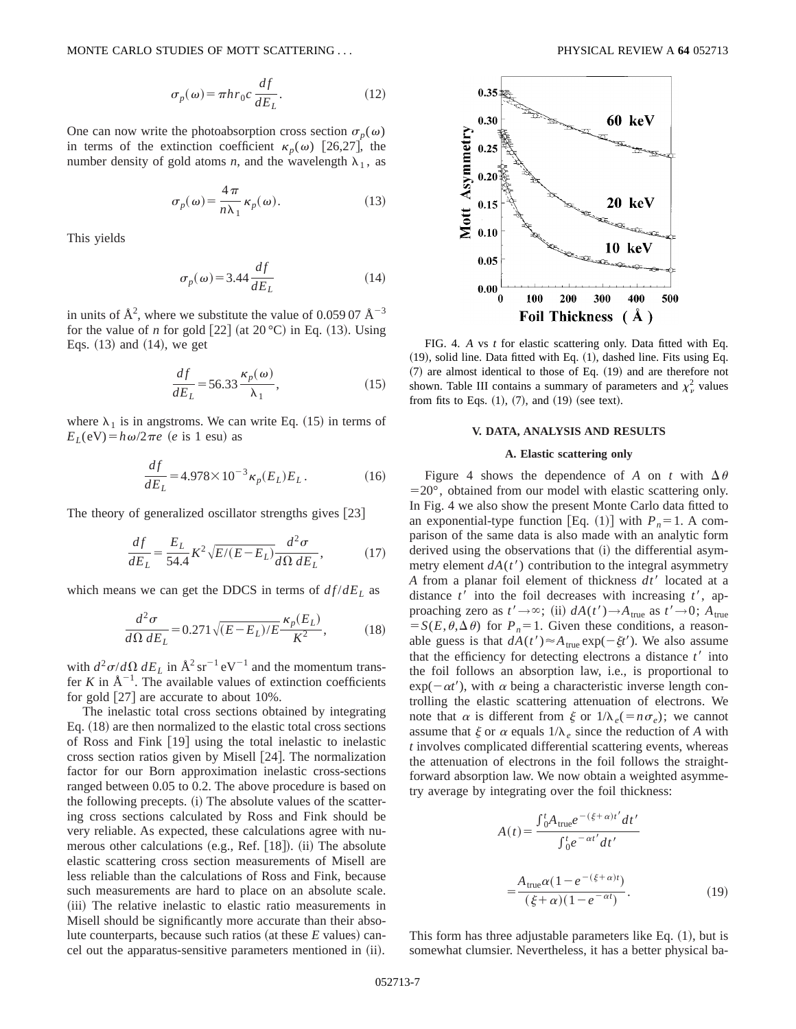$$\sigma_p(\omega) = \pi h r_0 c \frac{df}{dE_L}. \tag{12}$$

One can now write the photoabsorption cross section $\sigma_p(\omega)$ in terms of the extinction coefficient $\kappa_p(\omega)$ [26,27], the number density of gold atoms $n$, and the wavelength $\lambda_1$, as

$$\sigma_p(\omega) = \frac{4\pi}{n\lambda_1}\kappa_p(\omega). \tag{13}$$

This yields

$$\sigma_p(\omega) = 3.44\frac{df}{dE_L} \tag{14}$$

in units of Å$^2$, where we substitute the value of 0.059 07 Å$^{-3}$ for the value of $n$ for gold [22] (at 20 °C) in Eq. (13). Using Eqs. (13) and (14), we get

$$\frac{df}{dE_L} = 56.33\frac{\kappa_p(\omega)}{\lambda_1}, \tag{15}$$

where $\lambda_1$ is in angstroms. We can write Eq. (15) in terms of $E_L(\text{eV}) = h\omega/2\pi e$ ($e$ is 1 esu) as

$$\frac{df}{dE_L} = 4.978\times 10^{-3}\kappa_p(E_L)E_L. \tag{16}$$

The theory of generalized oscillator strengths gives [23]

$$\frac{df}{dE_L} = \frac{E_L}{54.4}K^2\sqrt{E/(E-E_L)}\frac{d^2\sigma}{d\Omega\, dE_L}, \tag{17}$$

which means we can get the DDCS in terms of $df/dE_L$ as

$$\frac{d^2\sigma}{d\Omega\, dE_L} = 0.271\sqrt{(E-E_L)/E}\frac{\kappa_p(E_L)}{K^2}, \tag{18}$$

with $d^2\sigma/d\Omega\, dE_L$ in Å$^2$ sr$^{-1}$ eV$^{-1}$ and the momentum transfer $K$ in Å$^{-1}$. The available values of extinction coefficients for gold [27] are accurate to about 10%.

The inelastic total cross sections obtained by integrating Eq. (18) are then normalized to the elastic total cross sections of Ross and Fink [19] using the total inelastic to inelastic cross section ratios given by Misell [24]. The normalization factor for our Born approximation inelastic cross-sections ranged between 0.05 to 0.2. The above procedure is based on the following precepts. (i) The absolute values of the scattering cross sections calculated by Ross and Fink should be very reliable. As expected, these calculations agree with numerous other calculations (e.g., Ref. [18]). (ii) The absolute elastic scattering cross section measurements of Misell are less reliable than the calculations of Ross and Fink, because such measurements are hard to place on an absolute scale. (iii) The relative inelastic to elastic ratio measurements in Misell should be significantly more accurate than their absolute counterparts, because such ratios (at these $E$ values) cancel out the apparatus-sensitive parameters mentioned in (ii).

Mott Asymmetry
0.35
0.30
0.25
0.20
0.15
0.10
0.05
0.00
60 keV
20 keV
10 keV
0 100 200 300 400 500
Foil Thickness ( Å )

FIG. 4. $A$ vs $t$ for elastic scattering only. Data fitted with Eq. (19), solid line. Data fitted with Eq. (1), dashed line. Fits using Eq. (7) are almost identical to those of Eq. (19) and are therefore not shown. Table III contains a summary of parameters and $\chi^2_\nu$ values from fits to Eqs. (1), (7), and (19) (see text).

## V. DATA, ANALYSIS AND RESULTS

### A. Elastic scattering only

Figure 4 shows the dependence of $A$ on $t$ with $\Delta\theta = 20°$, obtained from our model with elastic scattering only. In Fig. 4 we also show the present Monte Carlo data fitted to an exponential-type function [Eq. (1)] with $P_n = 1$. A comparison of the same data is also made with an analytic form derived using the observations that (i) the differential asymmetry element $dA(t')$ contribution to the integral asymmetry $A$ from a planar foil element of thickness $dt'$ located at a distance $t'$ into the foil decreases with increasing $t'$, approaching zero as $t' \to \infty$; (ii) $dA(t') \to A_{\text{true}}$ as $t' \to 0$; $A_{\text{true}} = S(E,\theta,\Delta\theta)$ for $P_n = 1$. Given these conditions, a reasonable guess is that $dA(t') \approx A_{\text{true}}\exp(-\xi t')$. We also assume that the efficiency for detecting electrons a distance $t'$ into the foil follows an absorption law, i.e., is proportional to $\exp(-\alpha t')$, with $\alpha$ being a characteristic inverse length controlling the elastic scattering attenuation of electrons. We note that $\alpha$ is different from $\xi$ or $1/\lambda_e (= n\sigma_e)$; we cannot assume that $\xi$ or $\alpha$ equals $1/\lambda_e$ since the reduction of $A$ with $t$ involves complicated differential scattering events, whereas the attenuation of electrons in the foil follows the straightforward absorption law. We now obtain a weighted asymmetry average by integrating over the foil thickness:

$$A(t) = \frac{\int_0^t A_{\text{true}} e^{-(\xi+\alpha)t'}dt'}{\int_0^t e^{-\alpha t'}dt'}$$

$$= \frac{A_{\text{true}}\alpha(1-e^{-(\xi+\alpha)t})}{(\xi+\alpha)(1-e^{-\alpha t})}. \tag{19}$$

This form has three adjustable parameters like Eq. (1), but is somewhat clumsier. Nevertheless, it has a better physical ba-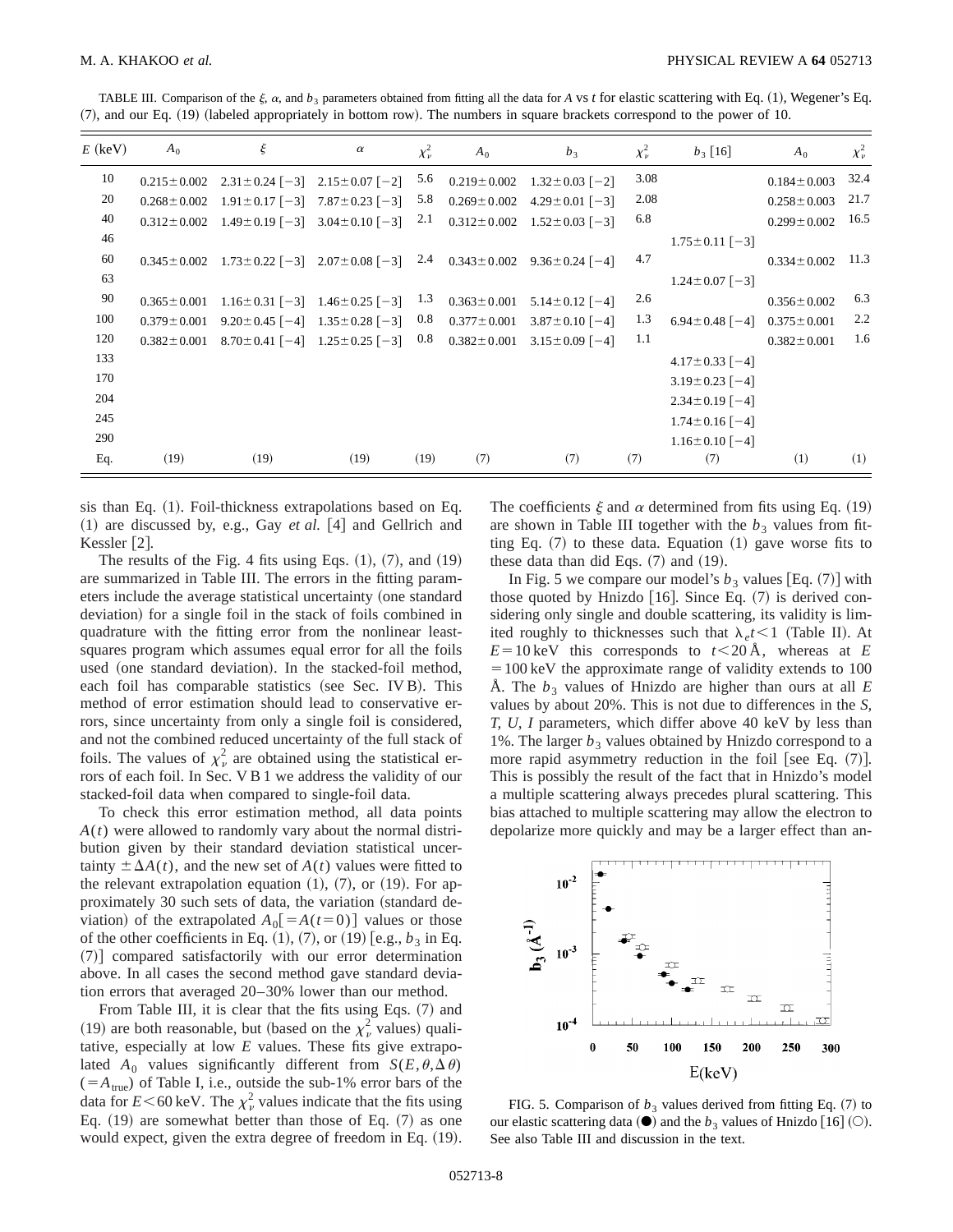TABLE III. Comparison of the $\xi$, $\alpha$, and $b_3$ parameters obtained from fitting all the data for $A$ vs $t$ for elastic scattering with Eq. (1), Wegener's Eq. (7), and our Eq. (19) (labeled appropriately in bottom row). The numbers in square brackets correspond to the power of 10.

| $E$ (keV) | $A_0$ | $\xi$ | $\alpha$ | $\chi^2_\nu$ | $A_0$ | $b_3$ | $\chi^2_\nu$ | $b_3$ [16] | $A_0$ | $\chi^2_\nu$ |
|---|---|---|---|---|---|---|---|---|---|---|
| 10 | $0.215\pm0.002$ | $2.31\pm0.24$ [−3] | $2.15\pm0.07$ [−2] | 5.6 | $0.219\pm0.002$ | $1.32\pm0.03$ [−2] | 3.08 | | $0.184\pm0.003$ | 32.4 |
| 20 | $0.268\pm0.002$ | $1.91\pm0.17$ [−3] | $7.87\pm0.23$ [−3] | 5.8 | $0.269\pm0.002$ | $4.29\pm0.01$ [−3] | 2.08 | | $0.258\pm0.003$ | 21.7 |
| 40 | $0.312\pm0.002$ | $1.49\pm0.19$ [−3] | $3.04\pm0.10$ [−3] | 2.1 | $0.312\pm0.002$ | $1.52\pm0.03$ [−3] | 6.8 | | $0.299\pm0.002$ | 16.5 |
| 46 | | | | | | | | $1.75\pm0.11$ [−3] | | |
| 60 | $0.345\pm0.002$ | $1.73\pm0.22$ [−3] | $2.07\pm0.08$ [−3] | 2.4 | $0.343\pm0.002$ | $9.36\pm0.24$ [−4] | 4.7 | | $0.334\pm0.002$ | 11.3 |
| 63 | | | | | | | | $1.24\pm0.07$ [−3] | | |
| 90 | $0.365\pm0.001$ | $1.16\pm0.31$ [−3] | $1.46\pm0.25$ [−3] | 1.3 | $0.363\pm0.001$ | $5.14\pm0.12$ [−4] | 2.6 | | $0.356\pm0.002$ | 6.3 |
| 100 | $0.379\pm0.001$ | $9.20\pm0.45$ [−4] | $1.35\pm0.28$ [−3] | 0.8 | $0.377\pm0.001$ | $3.87\pm0.10$ [−4] | 1.3 | $6.94\pm0.48$ [−4] | $0.375\pm0.001$ | 2.2 |
| 120 | $0.382\pm0.001$ | $8.70\pm0.41$ [−4] | $1.25\pm0.25$ [−3] | 0.8 | $0.382\pm0.001$ | $3.15\pm0.09$ [−4] | 1.1 | | $0.382\pm0.001$ | 1.6 |
| 133 | | | | | | | | $4.17\pm0.33$ [−4] | | |
| 170 | | | | | | | | $3.19\pm0.23$ [−4] | | |
| 204 | | | | | | | | $2.34\pm0.19$ [−4] | | |
| 245 | | | | | | | | $1.74\pm0.16$ [−4] | | |
| 290 | | | | | | | | $1.16\pm0.10$ [−4] | | |
| Eq. | (19) | (19) | (19) | (19) | (7) | (7) | (7) | (7) | (1) | (1) |

sis than Eq. (1). Foil-thickness extrapolations based on Eq. (1) are discussed by, e.g., Gay *et al.* [4] and Gellrich and Kessler [2].

The results of the Fig. 4 fits using Eqs. (1), (7), and (19) are summarized in Table III. The errors in the fitting parameters include the average statistical uncertainty (one standard deviation) for a single foil in the stack of foils combined in quadrature with the fitting error from the nonlinear least-squares program which assumes equal error for all the foils used (one standard deviation). In the stacked-foil method, each foil has comparable statistics (see Sec. IV B). This method of error estimation should lead to conservative errors, since uncertainty from only a single foil is considered, and not the combined reduced uncertainty of the full stack of foils. The values of $\chi^2_\nu$ are obtained using the statistical errors of each foil. In Sec. V B 1 we address the validity of our stacked-foil data when compared to single-foil data.

To check this error estimation method, all data points $A(t)$ were allowed to randomly vary about the normal distribution given by their standard deviation statistical uncertainty $\pm\Delta A(t)$, and the new set of $A(t)$ values were fitted to the relevant extrapolation equation (1), (7), or (19). For approximately 30 such sets of data, the variation (standard deviation) of the extrapolated $A_0[=A(t=0)]$ values or those of the other coefficients in Eq. (1), (7), or (19) [e.g., $b_3$ in Eq. (7)] compared satisfactorily with our error determination above. In all cases the second method gave standard deviation errors that averaged 20–30% lower than our method.

From Table III, it is clear that the fits using Eqs. (7) and (19) are both reasonable, but (based on the $\chi^2_\nu$ values) qualitative, especially at low $E$ values. These fits give extrapolated $A_0$ values significantly different from $S(E,\theta,\Delta\theta)$ $(=A_{\text{true}})$ of Table I, i.e., outside the sub-1% error bars of the data for $E<60$ keV. The $\chi^2_\nu$ values indicate that the fits using Eq. (19) are somewhat better than those of Eq. (7) as one would expect, given the extra degree of freedom in Eq. (19). The coefficients $\xi$ and $\alpha$ determined from fits using Eq. (19) are shown in Table III together with the $b_3$ values from fitting Eq. (7) to these data. Equation (1) gave worse fits to these data than did Eqs. (7) and (19).

In Fig. 5 we compare our model's $b_3$ values [Eq. (7)] with those quoted by Hnizdo [16]. Since Eq. (7) is derived considering only single and double scattering, its validity is limited roughly to thicknesses such that $\lambda_e t<1$ (Table II). At $E=10$ keV this corresponds to $t<20$ Å, whereas at $E=100$ keV the approximate range of validity extends to 100 Å. The $b_3$ values of Hnizdo are higher than ours at all $E$ values by about 20%. This is not due to differences in the *S, T, U, I* parameters, which differ above 40 keV by less than 1%. The larger $b_3$ values obtained by Hnizdo correspond to a more rapid asymmetry reduction in the foil [see Eq. (7)]. This is possibly the result of the fact that in Hnizdo's model a multiple scattering always precedes plural scattering. This bias attached to multiple scattering may allow the electron to depolarize more quickly and may be a larger effect than an-

$10^{-2}$
$10^{-3}$
$10^{-4}$
$\mathbf{b_3}$ ($\mathbf{\AA^{-1}}$)
0 50 100 150 200 250 300
E(keV)

FIG. 5. Comparison of $b_3$ values derived from fitting Eq. (7) to our elastic scattering data (●) and the $b_3$ values of Hnizdo [16] (○). See also Table III and discussion in the text.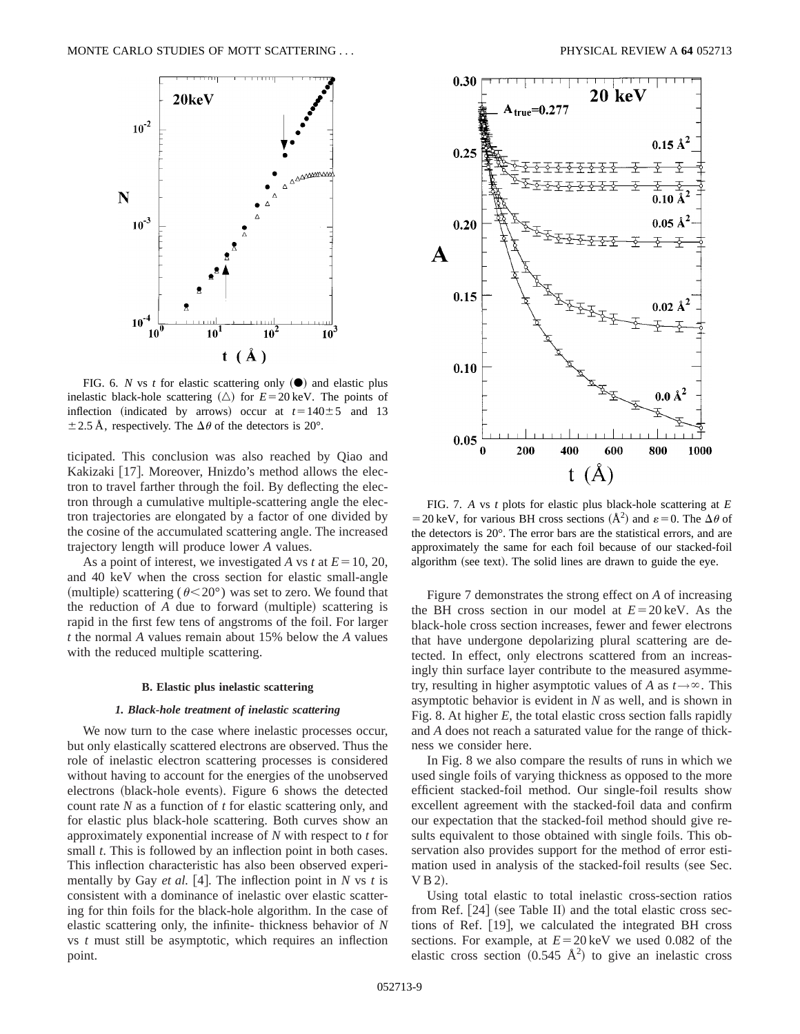20keV

N

$10^{-2}$

$10^{-3}$

$10^{-4}$

$10^{0}$ $10^{1}$ $10^{2}$ $10^{3}$

t (Å)

FIG. 6. $N$ vs $t$ for elastic scattering only (●) and elastic plus inelastic black-hole scattering (△) for $E = 20$ keV. The points of inflection (indicated by arrows) occur at $t = 140 \pm 5$ and $13 \pm 2.5$ Å, respectively. The $\Delta\theta$ of the detectors is 20°.

ticipated. This conclusion was also reached by Qiao and Kakizaki [17]. Moreover, Hnizdo's method allows the electron to travel farther through the foil. By deflecting the electron through a cumulative multiple-scattering angle the electron trajectories are elongated by a factor of one divided by the cosine of the accumulated scattering angle. The increased trajectory length will produce lower $A$ values.

As a point of interest, we investigated $A$ vs $t$ at $E = 10$, 20, and 40 keV when the cross section for elastic small-angle (multiple) scattering ($\theta < 20°$) was set to zero. We found that the reduction of $A$ due to forward (multiple) scattering is rapid in the first few tens of angstroms of the foil. For larger $t$ the normal $A$ values remain about 15% below the $A$ values with the reduced multiple scattering.

### B. Elastic plus inelastic scattering

#### *1. Black-hole treatment of inelastic scattering*

We now turn to the case where inelastic processes occur, but only elastically scattered electrons are observed. Thus the role of inelastic electron scattering processes is considered without having to account for the energies of the unobserved electrons (black-hole events). Figure 6 shows the detected count rate $N$ as a function of $t$ for elastic scattering only, and for elastic plus black-hole scattering. Both curves show an approximately exponential increase of $N$ with respect to $t$ for small $t$. This is followed by an inflection point in both cases. This inflection characteristic has also been observed experimentally by Gay *et al.* [4]. The inflection point in $N$ vs $t$ is consistent with a dominance of inelastic over elastic scattering for thin foils for the black-hole algorithm. In the case of elastic scattering only, the infinite- thickness behavior of $N$ vs $t$ must still be asymptotic, which requires an inflection point.

0.30

20 keV

$A_{\text{true}}=0.277$

0.25

0.15 Å$^2$

0.10 Å$^2$

0.20

0.05 Å$^2$

A

0.15

0.02 Å$^2$

0.10

0.0 Å$^2$

0.05

0 200 400 600 800 1000

t (Å)

FIG. 7. $A$ vs $t$ plots for elastic plus black-hole scattering at $E = 20$ keV, for various BH cross sections (Å$^2$) and $\varepsilon = 0$. The $\Delta\theta$ of the detectors is 20°. The error bars are the statistical errors, and are approximately the same for each foil because of our stacked-foil algorithm (see text). The solid lines are drawn to guide the eye.

Figure 7 demonstrates the strong effect on $A$ of increasing the BH cross section in our model at $E = 20$ keV. As the black-hole cross section increases, fewer and fewer electrons that have undergone depolarizing plural scattering are detected. In effect, only electrons scattered from an increasingly thin surface layer contribute to the measured asymmetry, resulting in higher asymptotic values of $A$ as $t \rightarrow \infty$. This asymptotic behavior is evident in $N$ as well, and is shown in Fig. 8. At higher $E$, the total elastic cross section falls rapidly and $A$ does not reach a saturated value for the range of thickness we consider here.

In Fig. 8 we also compare the results of runs in which we used single foils of varying thickness as opposed to the more efficient stacked-foil method. Our single-foil results show excellent agreement with the stacked-foil data and confirm our expectation that the stacked-foil method should give results equivalent to those obtained with single foils. This observation also provides support for the method of error estimation used in analysis of the stacked-foil results (see Sec. V B 2).

Using total elastic to total inelastic cross-section ratios from Ref. [24] (see Table II) and the total elastic cross sections of Ref. [19], we calculated the integrated BH cross sections. For example, at $E = 20$ keV we used 0.082 of the elastic cross section (0.545 Å$^2$) to give an inelastic cross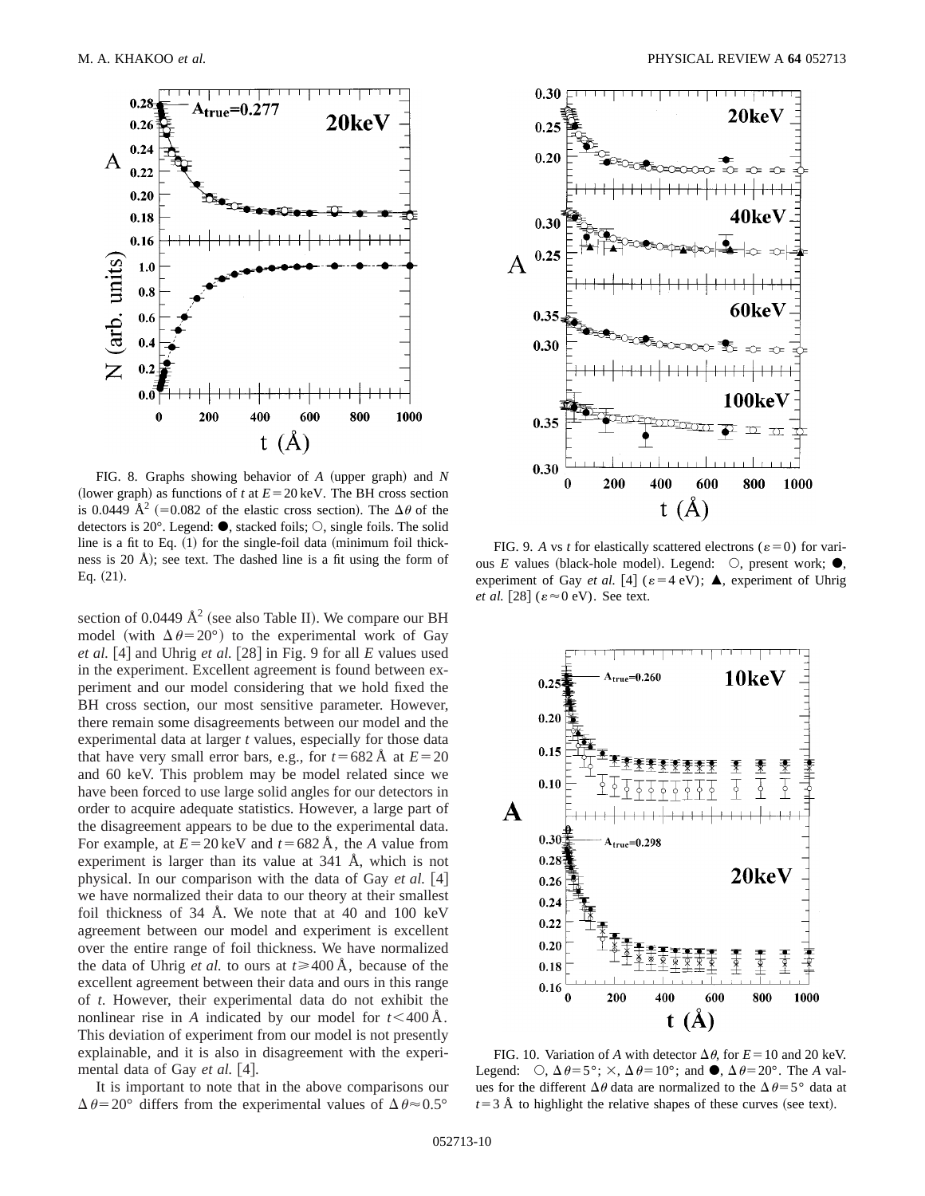0.28
$A_{true}$=0.277
20keV
A
0.26
0.24
0.22
0.20
0.18
0.16
N (arb. units)
1.0
0.8
0.6
0.4
0.2
0.0
0 200 400 600 800 1000
t (Å)

FIG. 8. Graphs showing behavior of $A$ (upper graph) and $N$ (lower graph) as functions of $t$ at $E=20$ keV. The BH cross section is 0.0449 Å$^2$ (=0.082 of the elastic cross section). The $\Delta\theta$ of the detectors is 20°. Legend: ●, stacked foils; ○, single foils. The solid line is a fit to Eq. (1) for the single-foil data (minimum foil thickness is 20 Å); see text. The dashed line is a fit using the form of Eq. (21).

section of 0.0449 Å$^2$ (see also Table II). We compare our BH model (with $\Delta\theta=20°$) to the experimental work of Gay *et al.* [4] and Uhrig *et al.* [28] in Fig. 9 for all $E$ values used in the experiment. Excellent agreement is found between experiment and our model considering that we hold fixed the BH cross section, our most sensitive parameter. However, there remain some disagreements between our model and the experimental data at larger $t$ values, especially for those data that have very small error bars, e.g., for $t=682$ Å at $E=20$ and 60 keV. This problem may be model related since we have been forced to use large solid angles for our detectors in order to acquire adequate statistics. However, a large part of the disagreement appears to be due to the experimental data. For example, at $E=20$ keV and $t=682$ Å, the $A$ value from experiment is larger than its value at 341 Å, which is not physical. In our comparison with the data of Gay *et al.* [4] we have normalized their data to our theory at their smallest foil thickness of 34 Å. We note that at 40 and 100 keV agreement between our model and experiment is excellent over the entire range of foil thickness. We have normalized the data of Uhrig *et al.* to ours at $t\geqslant 400$ Å, because of the excellent agreement between their data and ours in this range of $t$. However, their experimental data do not exhibit the nonlinear rise in $A$ indicated by our model for $t<400$ Å. This deviation of experiment from our model is not presently explainable, and it is also in disagreement with the experimental data of Gay *et al.* [4].

It is important to note that in the above comparisons our $\Delta\theta=20°$ differs from the experimental values of $\Delta\theta\approx 0.5°$

0.30
20keV
0.25
0.20
40keV
0.30
0.25
A
60keV
0.35
0.30
100keV
0.35
0.30
0 200 400 600 800 1000
t (Å)

FIG. 9. $A$ vs $t$ for elastically scattered electrons ($\varepsilon=0$) for various $E$ values (black-hole model). Legend: ○, present work; ●, experiment of Gay *et al.* [4] ($\varepsilon=4$ eV); ▲, experiment of Uhrig *et al.* [28] ($\varepsilon\approx 0$ eV). See text.

$A_{true}$=0.260
10keV
0.25
0.20
0.15
0.10
A
0.30
$A_{true}$=0.298
0.28
20keV
0.26
0.24
0.22
0.20
0.18
0.16
0 200 400 600 800 1000
t (Å)

FIG. 10. Variation of $A$ with detector $\Delta\theta$, for $E=10$ and 20 keV. Legend: ○, $\Delta\theta=5°$; ×, $\Delta\theta=10°$; and ●, $\Delta\theta=20°$. The $A$ values for the different $\Delta\theta$ data are normalized to the $\Delta\theta=5°$ data at $t=3$ Å to highlight the relative shapes of these curves (see text).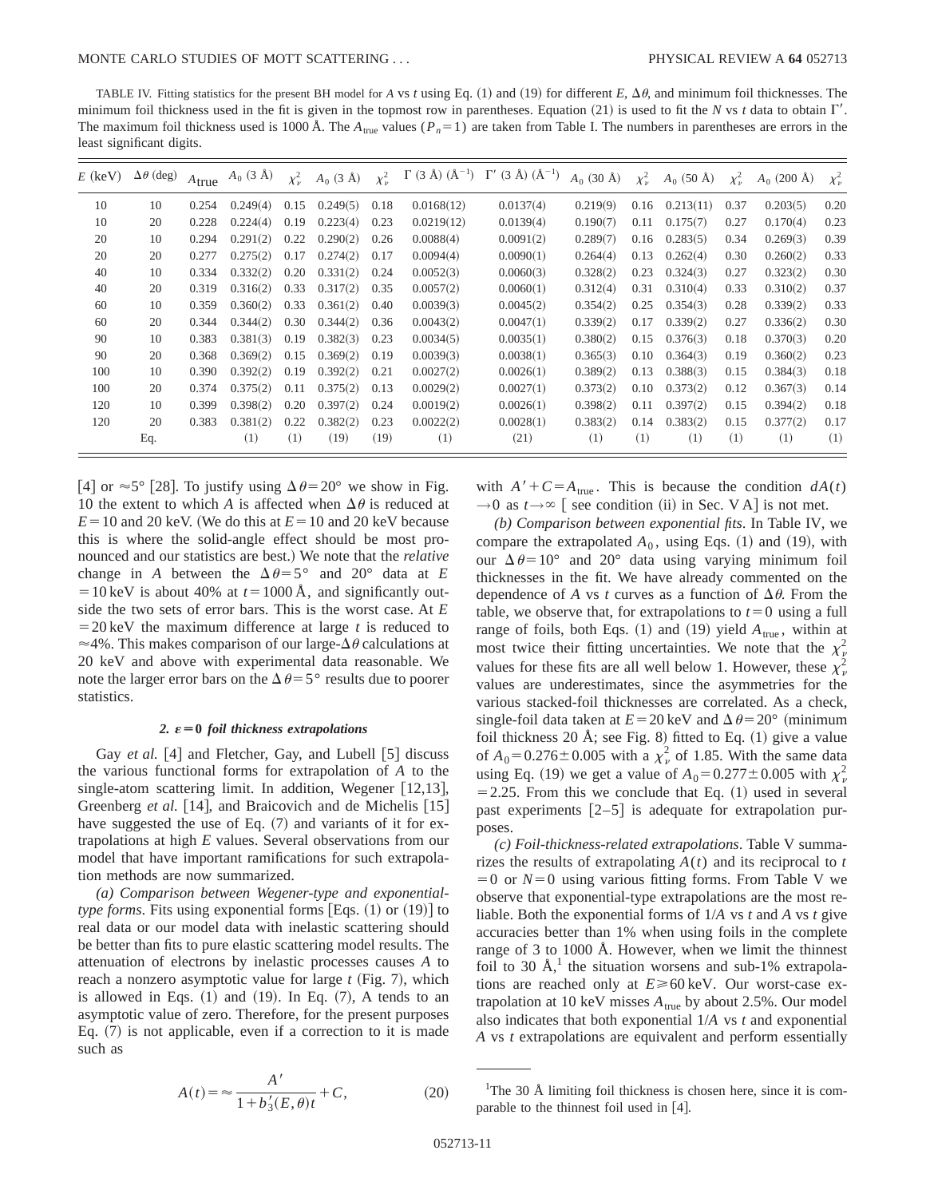TABLE IV. Fitting statistics for the present BH model for $A$ vs $t$ using Eq. (1) and (19) for different $E$, $\Delta\theta$, and minimum foil thicknesses. The minimum foil thickness used in the fit is given in the topmost row in parentheses. Equation (21) is used to fit the $N$ vs $t$ data to obtain $\Gamma'$. The maximum foil thickness used is 1000 Å. The $A_{\rm true}$ values ($P_n=1$) are taken from Table I. The numbers in parentheses are errors in the least significant digits.

| $E$ (keV) | $\Delta\theta$ (deg) | $A_{\rm true}$ | $A_0$ (3 Å) | $\chi^2_\nu$ | $A_0$ (3 Å) | $\chi^2_\nu$ | $\Gamma$ (3 Å) (Å$^{-1}$) | $\Gamma'$ (3 Å) (Å$^{-1}$) | $A_0$ (30 Å) | $\chi^2_\nu$ | $A_0$ (50 Å) | $\chi^2_\nu$ | $A_0$ (200 Å) | $\chi^2_\nu$ |
|---|---|---|---|---|---|---|---|---|---|---|---|---|---|---|
| 10 | 10 | 0.254 | 0.249(4) | 0.15 | 0.249(5) | 0.18 | 0.0168(12) | 0.0137(4) | 0.219(9) | 0.16 | 0.213(11) | 0.37 | 0.203(5) | 0.20 |
| 10 | 20 | 0.228 | 0.224(4) | 0.19 | 0.223(4) | 0.23 | 0.0219(12) | 0.0139(4) | 0.190(7) | 0.11 | 0.175(7) | 0.27 | 0.170(4) | 0.23 |
| 20 | 10 | 0.294 | 0.291(2) | 0.22 | 0.290(2) | 0.26 | 0.0088(4) | 0.0091(2) | 0.289(7) | 0.16 | 0.283(5) | 0.34 | 0.269(3) | 0.39 |
| 20 | 20 | 0.277 | 0.275(2) | 0.17 | 0.274(2) | 0.17 | 0.0094(4) | 0.0090(1) | 0.264(4) | 0.13 | 0.262(4) | 0.30 | 0.260(2) | 0.33 |
| 40 | 10 | 0.334 | 0.332(2) | 0.20 | 0.331(2) | 0.24 | 0.0052(3) | 0.0060(3) | 0.328(2) | 0.23 | 0.324(3) | 0.27 | 0.323(2) | 0.30 |
| 40 | 20 | 0.319 | 0.316(2) | 0.33 | 0.317(2) | 0.35 | 0.0057(2) | 0.0060(1) | 0.312(4) | 0.31 | 0.310(4) | 0.33 | 0.310(2) | 0.37 |
| 60 | 10 | 0.359 | 0.360(2) | 0.33 | 0.361(2) | 0.40 | 0.0039(3) | 0.0045(2) | 0.354(2) | 0.25 | 0.354(3) | 0.28 | 0.339(2) | 0.33 |
| 60 | 20 | 0.344 | 0.344(2) | 0.30 | 0.344(2) | 0.36 | 0.0043(2) | 0.0047(1) | 0.339(2) | 0.17 | 0.339(2) | 0.27 | 0.336(2) | 0.30 |
| 90 | 10 | 0.383 | 0.381(3) | 0.19 | 0.382(3) | 0.23 | 0.0034(5) | 0.0035(1) | 0.380(2) | 0.15 | 0.376(3) | 0.18 | 0.370(3) | 0.20 |
| 90 | 20 | 0.368 | 0.369(2) | 0.15 | 0.369(2) | 0.19 | 0.0039(3) | 0.0038(1) | 0.365(3) | 0.10 | 0.364(3) | 0.19 | 0.360(2) | 0.23 |
| 100 | 10 | 0.390 | 0.392(2) | 0.19 | 0.392(2) | 0.21 | 0.0027(2) | 0.0026(1) | 0.389(2) | 0.13 | 0.388(3) | 0.15 | 0.384(3) | 0.18 |
| 100 | 20 | 0.374 | 0.375(2) | 0.11 | 0.375(2) | 0.13 | 0.0029(2) | 0.0027(1) | 0.373(2) | 0.10 | 0.373(2) | 0.12 | 0.367(3) | 0.14 |
| 120 | 10 | 0.399 | 0.398(2) | 0.20 | 0.397(2) | 0.24 | 0.0019(2) | 0.0026(1) | 0.398(2) | 0.11 | 0.397(2) | 0.15 | 0.394(2) | 0.18 |
| 120 | 20 | 0.383 | 0.381(2) | 0.22 | 0.382(2) | 0.23 | 0.0022(2) | 0.0028(1) | 0.383(2) | 0.14 | 0.383(2) | 0.15 | 0.377(2) | 0.17 |
| | Eq. | | (1) | (1) | (19) | (19) | (1) | (21) | (1) | (1) | (1) | (1) | (1) | (1) |

[4] or $\approx 5°$ [28]. To justify using $\Delta\theta=20°$ we show in Fig. 10 the extent to which $A$ is affected when $\Delta\theta$ is reduced at $E=10$ and 20 keV. (We do this at $E=10$ and 20 keV because this is where the solid-angle effect should be most pronounced and our statistics are best.) We note that the *relative* change in $A$ between the $\Delta\theta=5°$ and 20° data at $E=10$ keV is about 40% at $t=1000$ Å, and significantly outside the two sets of error bars. This is the worst case. At $E=20$ keV the maximum difference at large $t$ is reduced to $\approx 4$%. This makes comparison of our large-$\Delta\theta$ calculations at 20 keV and above with experimental data reasonable. We note the larger error bars on the $\Delta\theta=5°$ results due to poorer statistics.

### 2. $\epsilon=0$ foil thickness extrapolations

Gay *et al.* [4] and Fletcher, Gay, and Lubell [5] discuss the various functional forms for extrapolation of $A$ to the single-atom scattering limit. In addition, Wegener [12,13], Greenberg *et al.* [14], and Braicovich and de Michelis [15] have suggested the use of Eq. (7) and variants of it for extrapolations at high $E$ values. Several observations from our model that have important ramifications for such extrapolation methods are now summarized.

*(a) Comparison between Wegener-type and exponential-type forms*. Fits using exponential forms [Eqs. (1) or (19)] to real data or our model data with inelastic scattering should be better than fits to pure elastic scattering model results. The attenuation of electrons by inelastic processes causes $A$ to reach a nonzero asymptotic value for large $t$ (Fig. 7), which is allowed in Eqs. (1) and (19). In Eq. (7), A tends to an asymptotic value of zero. Therefore, for the present purposes Eq. (7) is not applicable, even if a correction to it is made such as

$$A(t)=\approx\frac{A'}{1+b_3'(E,\theta)t}+C, \tag{20}$$

with $A'+C=A_{\rm true}$. This is because the condition $dA(t)\to 0$ as $t\to\infty$ [ see condition (ii) in Sec. V A] is not met.

*(b) Comparison between exponential fits*. In Table IV, we compare the extrapolated $A_0$, using Eqs. (1) and (19), with our $\Delta\theta=10°$ and 20° data using varying minimum foil thicknesses in the fit. We have already commented on the dependence of $A$ vs $t$ curves as a function of $\Delta\theta$. From the table, we observe that, for extrapolations to $t=0$ using a full range of foils, both Eqs. (1) and (19) yield $A_{\rm true}$, within at most twice their fitting uncertainties. We note that the $\chi^2_\nu$ values for these fits are all well below 1. However, these $\chi^2_\nu$ values are underestimates, since the asymmetries for the various stacked-foil thicknesses are correlated. As a check, single-foil data taken at $E=20$ keV and $\Delta\theta=20°$ (minimum foil thickness 20 Å; see Fig. 8) fitted to Eq. (1) give a value of $A_0=0.276\pm0.005$ with a $\chi^2_\nu$ of 1.85. With the same data using Eq. (19) we get a value of $A_0=0.277\pm0.005$ with $\chi^2_\nu=2.25$. From this we conclude that Eq. (1) used in several past experiments [2–5] is adequate for extrapolation purposes.

*(c) Foil-thickness-related extrapolations*. Table V summarizes the results of extrapolating $A(t)$ and its reciprocal to $t=0$ or $N=0$ using various fitting forms. From Table V we observe that exponential-type extrapolations are the most reliable. Both the exponential forms of $1/A$ vs $t$ and $A$ vs $t$ give accuracies better than 1% when using foils in the complete range of 3 to 1000 Å. However, when we limit the thinnest foil to 30 Å,[1] the situation worsens and sub-1% extrapolations are reached only at $E\geq 60$ keV. Our worst-case extrapolation at 10 keV misses $A_{\rm true}$ by about 2.5%. Our model also indicates that both exponential $1/A$ vs $t$ and exponential $A$ vs $t$ extrapolations are equivalent and perform essentially

[1] The 30 Å limiting foil thickness is chosen here, since it is comparable to the thinnest foil used in [4].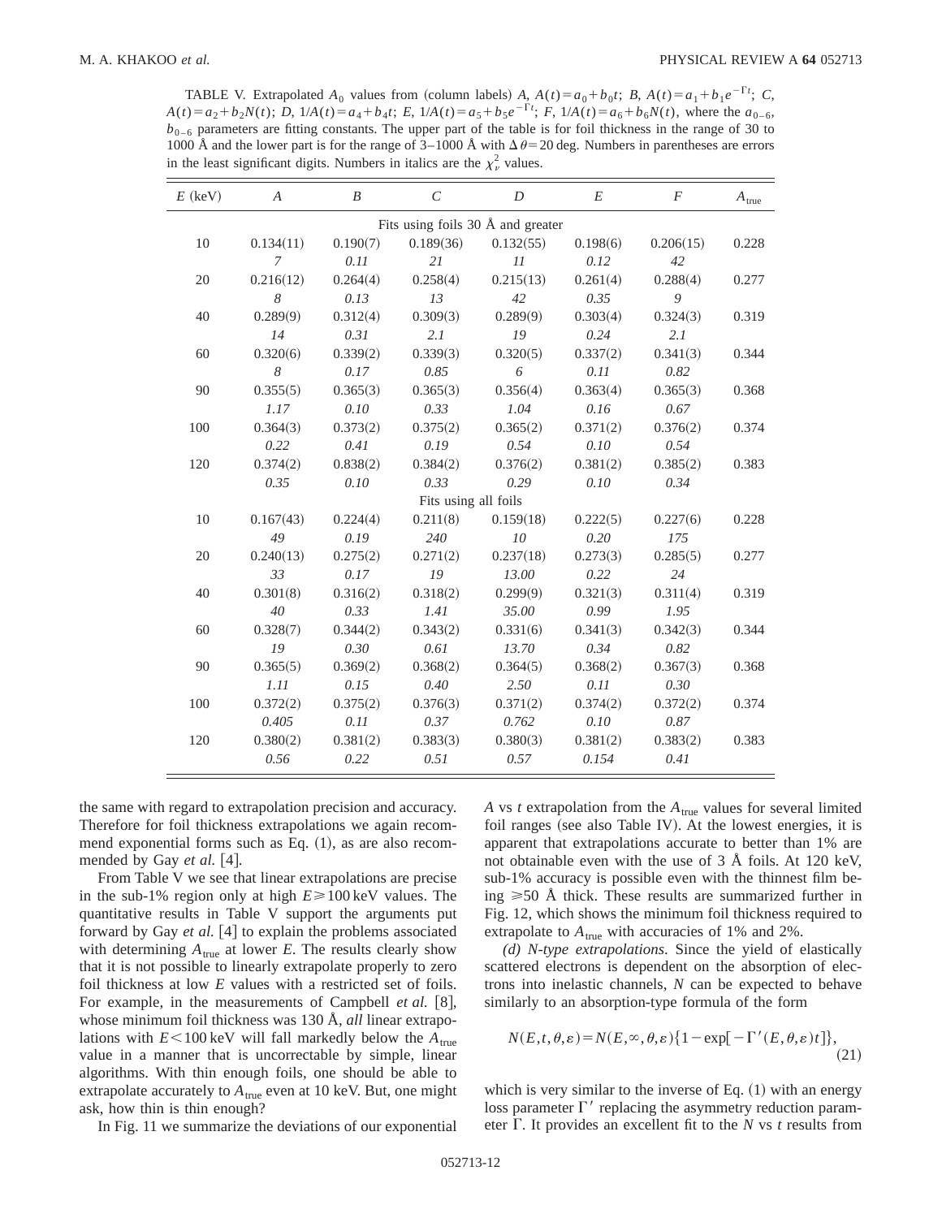TABLE V. Extrapolated $A_0$ values from (column labels) *A*, $A(t)=a_0+b_0t$; *B*, $A(t)=a_1+b_1e^{-\Gamma t}$; *C*, $A(t)=a_2+b_2N(t)$; *D*, $1/A(t)=a_4+b_4t$; *E*, $1/A(t)=a_5+b_5e^{-\Gamma t}$; *F*, $1/A(t)=a_6+b_6N(t)$, where the $a_{0-6}$, $b_{0-6}$ parameters are fitting constants. The upper part of the table is for foil thickness in the range of 30 to 1000 Å and the lower part is for the range of 3–1000 Å with $\Delta\theta=20$ deg. Numbers in parentheses are errors in the least significant digits. Numbers in italics are the $\chi^2_\nu$ values.

| $E$ (keV) | $A$ | $B$ | $C$ | $D$ | $E$ | $F$ | $A_{\text{true}}$ |
|---|---|---|---|---|---|---|---|
| | | | Fits using foils 30 Å and greater | | | | |
| 10 | 0.134(11) | 0.190(7) | 0.189(36) | 0.132(55) | 0.198(6) | 0.206(15) | 0.228 |
| | *7* | *0.11* | *21* | *11* | *0.12* | *42* | |
| 20 | 0.216(12) | 0.264(4) | 0.258(4) | 0.215(13) | 0.261(4) | 0.288(4) | 0.277 |
| | *8* | *0.13* | *13* | *42* | *0.35* | *9* | |
| 40 | 0.289(9) | 0.312(4) | 0.309(3) | 0.289(9) | 0.303(4) | 0.324(3) | 0.319 |
| | *14* | *0.31* | *2.1* | *19* | *0.24* | *2.1* | |
| 60 | 0.320(6) | 0.339(2) | 0.339(3) | 0.320(5) | 0.337(2) | 0.341(3) | 0.344 |
| | *8* | *0.17* | *0.85* | *6* | *0.11* | *0.82* | |
| 90 | 0.355(5) | 0.365(3) | 0.365(3) | 0.356(4) | 0.363(4) | 0.365(3) | 0.368 |
| | *1.17* | *0.10* | *0.33* | *1.04* | *0.16* | *0.67* | |
| 100 | 0.364(3) | 0.373(2) | 0.375(2) | 0.365(2) | 0.371(2) | 0.376(2) | 0.374 |
| | *0.22* | *0.41* | *0.19* | *0.54* | *0.10* | *0.54* | |
| 120 | 0.374(2) | 0.838(2) | 0.384(2) | 0.376(2) | 0.381(2) | 0.385(2) | 0.383 |
| | *0.35* | *0.10* | *0.33* | *0.29* | *0.10* | *0.34* | |
| | | | Fits using all foils | | | | |
| 10 | 0.167(43) | 0.224(4) | 0.211(8) | 0.159(18) | 0.222(5) | 0.227(6) | 0.228 |
| | *49* | *0.19* | *240* | *10* | *0.20* | *175* | |
| 20 | 0.240(13) | 0.275(2) | 0.271(2) | 0.237(18) | 0.273(3) | 0.285(5) | 0.277 |
| | *33* | *0.17* | *19* | *13.00* | *0.22* | *24* | |
| 40 | 0.301(8) | 0.316(2) | 0.318(2) | 0.299(9) | 0.321(3) | 0.311(4) | 0.319 |
| | *40* | *0.33* | *1.41* | *35.00* | *0.99* | *1.95* | |
| 60 | 0.328(7) | 0.344(2) | 0.343(2) | 0.331(6) | 0.341(3) | 0.342(3) | 0.344 |
| | *19* | *0.30* | *0.61* | *13.70* | *0.34* | *0.82* | |
| 90 | 0.365(5) | 0.369(2) | 0.368(2) | 0.364(5) | 0.368(2) | 0.367(3) | 0.368 |
| | *1.11* | *0.15* | *0.40* | *2.50* | *0.11* | *0.30* | |
| 100 | 0.372(2) | 0.375(2) | 0.376(3) | 0.371(2) | 0.374(2) | 0.372(2) | 0.374 |
| | *0.405* | *0.11* | *0.37* | *0.762* | *0.10* | *0.87* | |
| 120 | 0.380(2) | 0.381(2) | 0.383(3) | 0.380(3) | 0.381(2) | 0.383(2) | 0.383 |
| | *0.56* | *0.22* | *0.51* | *0.57* | *0.154* | *0.41* | |

the same with regard to extrapolation precision and accuracy. Therefore for foil thickness extrapolations we again recommend exponential forms such as Eq. (1), as are also recommended by Gay *et al.* [4].

From Table V we see that linear extrapolations are precise in the sub-1% region only at high $E\geq 100$ keV values. The quantitative results in Table V support the arguments put forward by Gay *et al.* [4] to explain the problems associated with determining $A_{\text{true}}$ at lower $E$. The results clearly show that it is not possible to linearly extrapolate properly to zero foil thickness at low $E$ values with a restricted set of foils. For example, in the measurements of Campbell *et al.* [8], whose minimum foil thickness was 130 Å, *all* linear extrapolations with $E<100$ keV will fall markedly below the $A_{\text{true}}$ value in a manner that is uncorrectable by simple, linear algorithms. With thin enough foils, one should be able to extrapolate accurately to $A_{\text{true}}$ even at 10 keV. But, one might ask, how thin is thin enough?

In Fig. 11 we summarize the deviations of our exponential $A$ vs $t$ extrapolation from the $A_{\text{true}}$ values for several limited foil ranges (see also Table IV). At the lowest energies, it is apparent that extrapolations accurate to better than 1% are not obtainable even with the use of 3 Å foils. At 120 keV, sub-1% accuracy is possible even with the thinnest film being $\geq$50 Å thick. These results are summarized further in Fig. 12, which shows the minimum foil thickness required to extrapolate to $A_{\text{true}}$ with accuracies of 1% and 2%.

*(d) N-type extrapolations*. Since the yield of elastically scattered electrons is dependent on the absorption of electrons into inelastic channels, $N$ can be expected to behave similarly to an absorption-type formula of the form

$$N(E,t,\theta,\varepsilon)=N(E,\infty,\theta,\varepsilon)\{1-\exp[-\Gamma'(E,\theta,\varepsilon)t]\}, \tag{21}$$

which is very similar to the inverse of Eq. (1) with an energy loss parameter $\Gamma'$ replacing the asymmetry reduction parameter $\Gamma$. It provides an excellent fit to the $N$ vs $t$ results from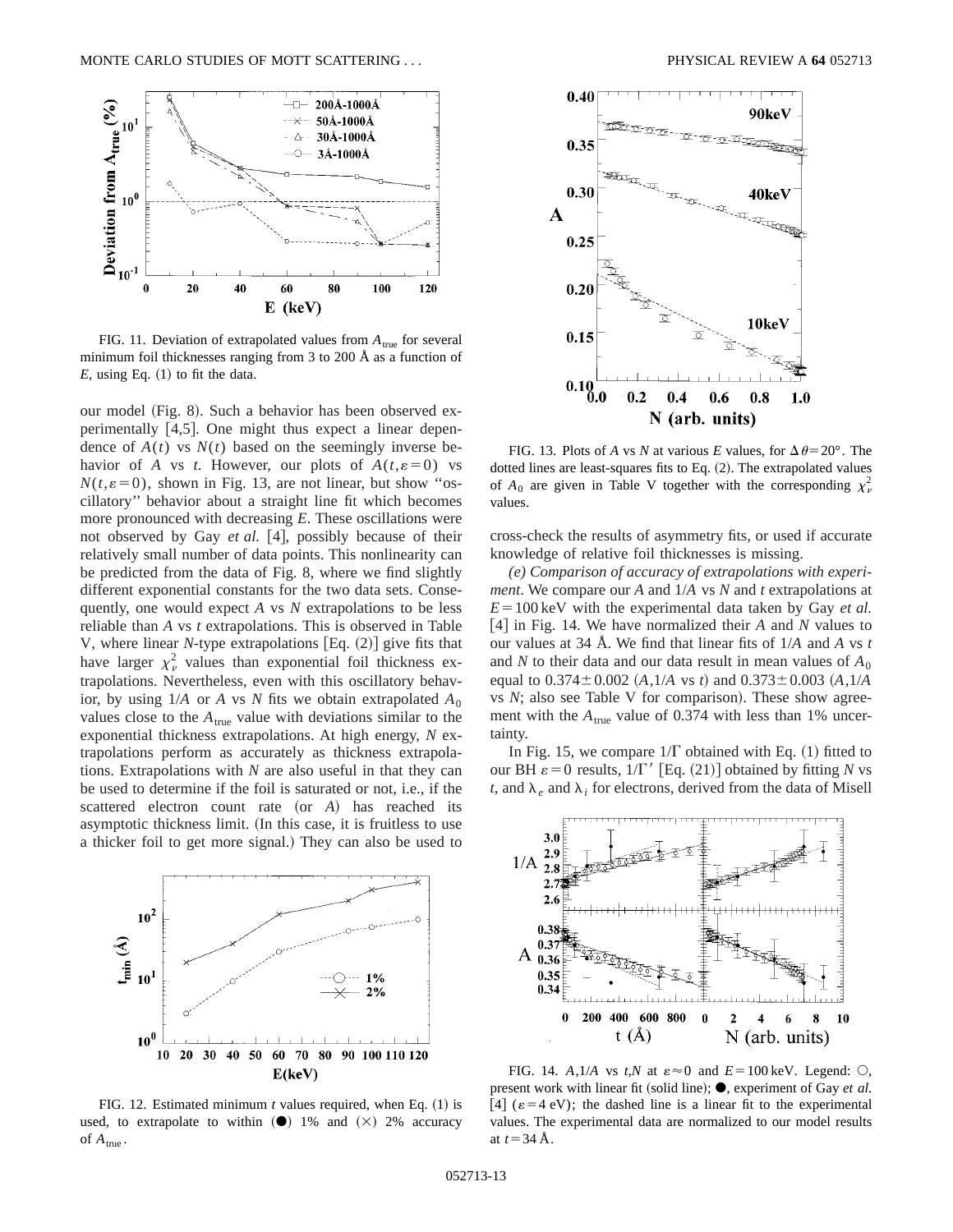200Å-1000Å
50Å-1000Å
30Å-1000Å
3Å-1000Å

Deviation from $A_{true}$ (%)

$10^1$

$10^0$

$10^{-1}$

0 20 40 60 80 100 120

E (keV)

FIG. 11. Deviation of extrapolated values from $A_{\rm true}$ for several minimum foil thicknesses ranging from 3 to 200 Å as a function of $E$, using Eq. (1) to fit the data.

our model (Fig. 8). Such a behavior has been observed experimentally [4,5]. One might thus expect a linear dependence of $A(t)$ vs $N(t)$ based on the seemingly inverse behavior of $A$ vs $t$. However, our plots of $A(t,\varepsilon=0)$ vs $N(t,\varepsilon=0)$, shown in Fig. 13, are not linear, but show "oscillatory" behavior about a straight line fit which becomes more pronounced with decreasing $E$. These oscillations were not observed by Gay *et al.* [4], possibly because of their relatively small number of data points. This nonlinearity can be predicted from the data of Fig. 8, where we find slightly different exponential constants for the two data sets. Consequently, one would expect $A$ vs $N$ extrapolations to be less reliable than $A$ vs $t$ extrapolations. This is observed in Table V, where linear $N$-type extrapolations [Eq. (2)] give fits that have larger $\chi^2_\nu$ values than exponential foil thickness extrapolations. Nevertheless, even with this oscillatory behavior, by using $1/A$ or $A$ vs $N$ fits we obtain extrapolated $A_0$ values close to the $A_{\rm true}$ value with deviations similar to the exponential thickness extrapolations. At high energy, $N$ extrapolations perform as accurately as thickness extrapolations. Extrapolations with $N$ are also useful in that they can be used to determine if the foil is saturated or not, i.e., if the scattered electron count rate (or $A$) has reached its asymptotic thickness limit. (In this case, it is fruitless to use a thicker foil to get more signal.) They can also be used to

$t_{min}$ (Å)

$10^2$

$10^1$

$10^0$

1%
2%

10 20 30 40 50 60 70 80 90 100 110 120

E(keV)

FIG. 12. Estimated minimum $t$ values required, when Eq. (1) is used, to extrapolate to within (●) 1% and (×) 2% accuracy of $A_{\rm true}$.

0.40
0.35
0.30
0.25
0.20
0.15
0.10

A

90keV
40keV
10keV

0.0 0.2 0.4 0.6 0.8 1.0

N (arb. units)

FIG. 13. Plots of $A$ vs $N$ at various $E$ values, for $\Delta\theta=20°$. The dotted lines are least-squares fits to Eq. (2). The extrapolated values of $A_0$ are given in Table V together with the corresponding $\chi^2_\nu$ values.

cross-check the results of asymmetry fits, or used if accurate knowledge of relative foil thicknesses is missing.

*(e) Comparison of accuracy of extrapolations with experiment*. We compare our $A$ and $1/A$ vs $N$ and $t$ extrapolations at $E=100$ keV with the experimental data taken by Gay *et al.* [4] in Fig. 14. We have normalized their $A$ and $N$ values to our values at 34 Å. We find that linear fits of $1/A$ and $A$ vs $t$ and $N$ to their data and our data result in mean values of $A_0$ equal to $0.374\pm0.002$ ($A,1/A$ vs $t$) and $0.373\pm0.003$ ($A,1/A$ vs $N$; also see Table V for comparison). These show agreement with the $A_{\rm true}$ value of 0.374 with less than 1% uncertainty.

In Fig. 15, we compare $1/\Gamma$ obtained with Eq. (1) fitted to our BH $\varepsilon=0$ results, $1/\Gamma'$ [Eq. (21)] obtained by fitting $N$ vs $t$, and $\lambda_e$ and $\lambda_i$ for electrons, derived from the data of Misell

1/A
3.0
2.9
2.8
2.7
2.6

A
0.38
0.37
0.36
0.35
0.34

0 200 400 600 800
t (Å)

0 2 4 6 8 10
N (arb. units)

FIG. 14. $A,1/A$ vs $t,N$ at $\varepsilon\approx0$ and $E=100$ keV. Legend: ○, present work with linear fit (solid line); ●, experiment of Gay *et al.* [4] ($\varepsilon=4$ eV); the dashed line is a linear fit to the experimental values. The experimental data are normalized to our model results at $t=34$ Å.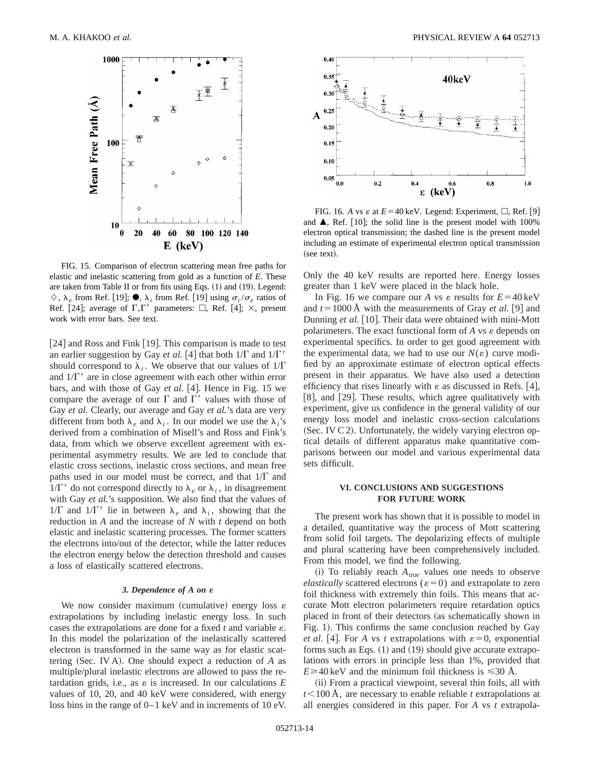1000

100

10

Mean Free Path (Å)

0 20 40 60 80 100 120 140

E (keV)

FIG. 15. Comparison of electron scattering mean free paths for elastic and inelastic scattering from gold as a function of $E$. These are taken from Table II or from fits using Eqs. (1) and (19). Legend: ◇, $\lambda_e$ from Ref. [19]; ●, $\lambda_i$ from Ref. [19] using $\sigma_i/\sigma_e$ ratios of Ref. [24]; average of $\Gamma,\Gamma'$ parameters: □, Ref. [4]; ×, present work with error bars. See text.

[24] and Ross and Fink [19]. This comparison is made to test an earlier suggestion by Gay *et al.* [4] that both $1/\Gamma$ and $1/\Gamma'$ should correspond to $\lambda_i$. We observe that our values of $1/\Gamma$ and $1/\Gamma'$ are in close agreement with each other within error bars, and with those of Gay *et al.* [4]. Hence in Fig. 15 we compare the average of our $\Gamma$ and $\Gamma'$ values with those of Gay *et al.* Clearly, our average and Gay *et al.*'s data are very different from both $\lambda_e$ and $\lambda_i$. In our model we use the $\lambda_i$'s derived from a combination of Misell's and Ross and Fink's data, from which we observe excellent agreement with experimental asymmetry results. We are led to conclude that elastic cross sections, inelastic cross sections, and mean free paths used in our model must be correct, and that $1/\Gamma$ and $1/\Gamma'$ do not correspond directly to $\lambda_e$ or $\lambda_i$, in disagreement with Gay *et al.*'s supposition. We also find that the values of $1/\Gamma$ and $1/\Gamma'$ lie in between $\lambda_e$ and $\lambda_i$, showing that the reduction in $A$ and the increase of $N$ with $t$ depend on both elastic and inelastic scattering processes. The former scatters the electrons into/out of the detector, while the latter reduces the electron energy below the detection threshold and causes a loss of elastically scattered electrons.

### 3. Dependence of A on ε

We now consider maximum (cumulative) energy loss $\varepsilon$ extrapolations by including inelastic energy loss. In such cases the extrapolations are done for a fixed $t$ and variable $\varepsilon$. In this model the polarization of the inelastically scattered electron is transformed in the same way as for elastic scattering (Sec. IV A). One should expect a reduction of $A$ as multiple/plural inelastic electrons are allowed to pass the retardation grids, i.e., as $\varepsilon$ is increased. In our calculations $E$ values of 10, 20, and 40 keV were considered, with energy loss bins in the range of 0–1 keV and in increments of 10 eV.

40keV

A

ε (keV)

0.40 0.35 0.30 0.25 0.20 0.15 0.10 0.05

0.0 0.2 0.4 0.6 0.8 1.0

FIG. 16. $A$ vs $\varepsilon$ at $E=40$ keV. Legend: Experiment, □, Ref. [9] and ▲, Ref. [10]; the solid line is the present model with 100% electron optical transmission; the dashed line is the present model including an estimate of experimental electron optical transmission (see text).

Only the 40 keV results are reported here. Energy losses greater than 1 keV were placed in the black hole.

In Fig. 16 we compare our $A$ vs $\varepsilon$ results for $E=40$ keV and $t=1000$ Å with the measurements of Gray *et al.* [9] and Dunning *et al.* [10]. Their data were obtained with mini-Mott polarimeters. The exact functional form of $A$ vs $\varepsilon$ depends on experimental specifics. In order to get good agreement with the experimental data, we had to use our $N(\varepsilon)$ curve modified by an approximate estimate of electron optical effects present in their apparatus. We have also used a detection efficiency that rises linearly with $\varepsilon$ as discussed in Refs. [4], [8], and [29]. These results, which agree qualitatively with experiment, give us confidence in the general validity of our energy loss model and inelastic cross-section calculations (Sec. IV C 2). Unfortunately, the widely varying electron optical details of different apparatus make quantitative comparisons between our model and various experimental data sets difficult.

## VI. CONCLUSIONS AND SUGGESTIONS FOR FUTURE WORK

The present work has shown that it is possible to model in a detailed, quantitative way the process of Mott scattering from solid foil targets. The depolarizing effects of multiple and plural scattering have been comprehensively included. From this model, we find the following.

(i) To reliably reach $A_{\rm true}$ values one needs to observe *elastically* scattered electrons ($\varepsilon=0$) and extrapolate to zero foil thickness with extremely thin foils. This means that accurate Mott electron polarimeters require retardation optics placed in front of their detectors (as schematically shown in Fig. 1). This confirms the same conclusion reached by Gay *et al.* [4]. For $A$ vs $t$ extrapolations with $\varepsilon=0$, exponential forms such as Eqs. (1) and (19) should give accurate extrapolations with errors in principle less than 1%, provided that $E \geq 40$ keV and the minimum foil thickness is $\leq 30$ Å.

(ii) From a practical viewpoint, several thin foils, all with $t<100$ Å, are necessary to enable reliable $t$ extrapolations at all energies considered in this paper. For $A$ vs $t$ extrapola-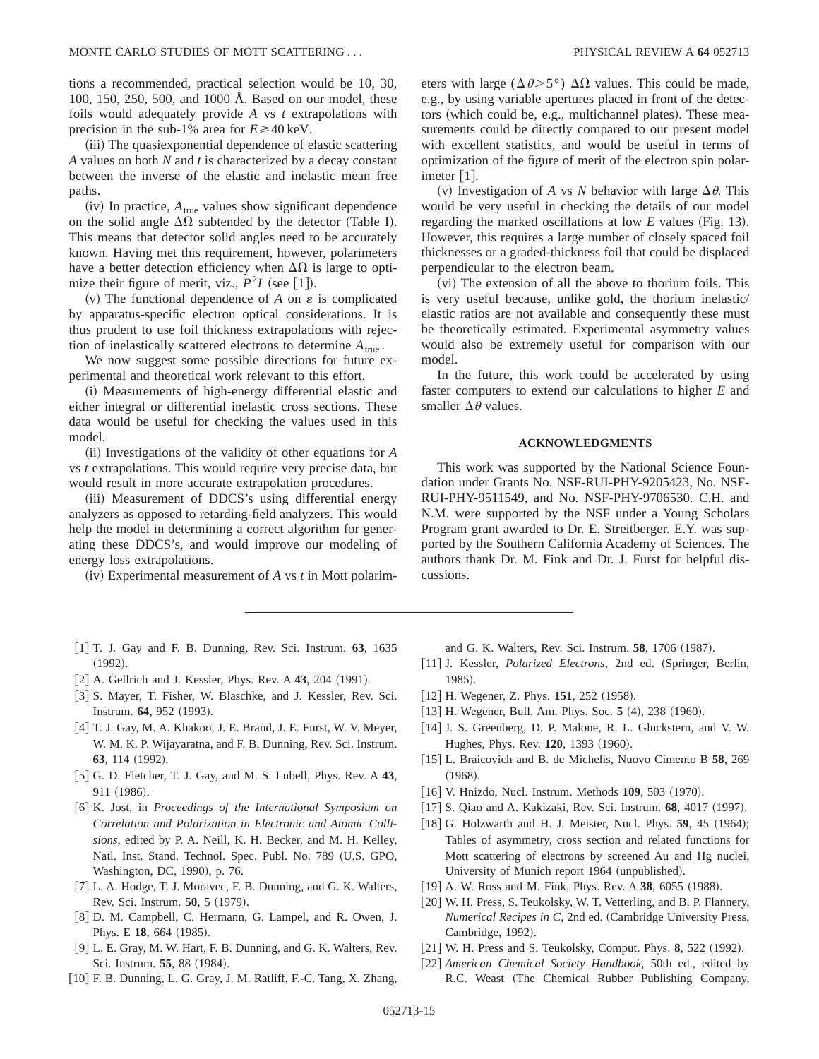tions a recommended, practical selection would be 10, 30, 100, 150, 250, 500, and 1000 Å. Based on our model, these foils would adequately provide $A$ vs $t$ extrapolations with precision in the sub-1% area for $E \geqslant 40$ keV.

(iii) The quasiexponential dependence of elastic scattering $A$ values on both $N$ and $t$ is characterized by a decay constant between the inverse of the elastic and inelastic mean free paths.

(iv) In practice, $A_{\rm true}$ values show significant dependence on the solid angle $\Delta\Omega$ subtended by the detector (Table I). This means that detector solid angles need to be accurately known. Having met this requirement, however, polarimeters have a better detection efficiency when $\Delta\Omega$ is large to optimize their figure of merit, viz., $P^2 I$ (see [1]).

(v) The functional dependence of $A$ on $\varepsilon$ is complicated by apparatus-specific electron optical considerations. It is thus prudent to use foil thickness extrapolations with rejection of inelastically scattered electrons to determine $A_{\rm true}$.

We now suggest some possible directions for future experimental and theoretical work relevant to this effort.

(i) Measurements of high-energy differential elastic and either integral or differential inelastic cross sections. These data would be useful for checking the values used in this model.

(ii) Investigations of the validity of other equations for $A$ vs $t$ extrapolations. This would require very precise data, but would result in more accurate extrapolation procedures.

(iii) Measurement of DDCS's using differential energy analyzers as opposed to retarding-field analyzers. This would help the model in determining a correct algorithm for generating these DDCS's, and would improve our modeling of energy loss extrapolations.

(iv) Experimental measurement of $A$ vs $t$ in Mott polarimeters with large $(\Delta\theta > 5°)$ $\Delta\Omega$ values. This could be made, e.g., by using variable apertures placed in front of the detectors (which could be, e.g., multichannel plates). These measurements could be directly compared to our present model with excellent statistics, and would be useful in terms of optimization of the figure of merit of the electron spin polarimeter [1].

(v) Investigation of $A$ vs $N$ behavior with large $\Delta\theta$. This would be very useful in checking the details of our model regarding the marked oscillations at low $E$ values (Fig. 13). However, this requires a large number of closely spaced foil thicknesses or a graded-thickness foil that could be displaced perpendicular to the electron beam.

(vi) The extension of all the above to thorium foils. This is very useful because, unlike gold, the thorium inelastic/elastic ratios are not available and consequently these must be theoretically estimated. Experimental asymmetry values would also be extremely useful for comparison with our model.

In the future, this work could be accelerated by using faster computers to extend our calculations to higher $E$ and smaller $\Delta\theta$ values.

## ACKNOWLEDGMENTS

This work was supported by the National Science Foundation under Grants No. NSF-RUI-PHY-9205423, No. NSF-RUI-PHY-9511549, and No. NSF-PHY-9706530. C.H. and N.M. were supported by the NSF under a Young Scholars Program grant awarded to Dr. E. Streitberger. E.Y. was supported by the Southern California Academy of Sciences. The authors thank Dr. M. Fink and Dr. J. Furst for helpful discussions.

---

[1] T. J. Gay and F. B. Dunning, Rev. Sci. Instrum. **63**, 1635 (1992).

[2] A. Gellrich and J. Kessler, Phys. Rev. A **43**, 204 (1991).

[3] S. Mayer, T. Fisher, W. Blaschke, and J. Kessler, Rev. Sci. Instrum. **64**, 952 (1993).

[4] T. J. Gay, M. A. Khakoo, J. E. Brand, J. E. Furst, W. V. Meyer, W. M. K. P. Wijayaratna, and F. B. Dunning, Rev. Sci. Instrum. **63**, 114 (1992).

[5] G. D. Fletcher, T. J. Gay, and M. S. Lubell, Phys. Rev. A **43**, 911 (1986).

[6] K. Jost, in *Proceedings of the International Symposium on Correlation and Polarization in Electronic and Atomic Collisions*, edited by P. A. Neill, K. H. Becker, and M. H. Kelley, Natl. Inst. Stand. Technol. Spec. Publ. No. 789 (U.S. GPO, Washington, DC, 1990), p. 76.

[7] L. A. Hodge, T. J. Moravec, F. B. Dunning, and G. K. Walters, Rev. Sci. Instrum. **50**, 5 (1979).

[8] D. M. Campbell, C. Hermann, G. Lampel, and R. Owen, J. Phys. E **18**, 664 (1985).

[9] L. E. Gray, M. W. Hart, F. B. Dunning, and G. K. Walters, Rev. Sci. Instrum. **55**, 88 (1984).

[10] F. B. Dunning, L. G. Gray, J. M. Ratliff, F.-C. Tang, X. Zhang, and G. K. Walters, Rev. Sci. Instrum. **58**, 1706 (1987).

[11] J. Kessler, *Polarized Electrons*, 2nd ed. (Springer, Berlin, 1985).

[12] H. Wegener, Z. Phys. **151**, 252 (1958).

[13] H. Wegener, Bull. Am. Phys. Soc. **5** (4), 238 (1960).

[14] J. S. Greenberg, D. P. Malone, R. L. Gluckstern, and V. W. Hughes, Phys. Rev. **120**, 1393 (1960).

[15] L. Braicovich and B. de Michelis, Nuovo Cimento B **58**, 269 (1968).

[16] V. Hnizdo, Nucl. Instrum. Methods **109**, 503 (1970).

[17] S. Qiao and A. Kakizaki, Rev. Sci. Instrum. **68**, 4017 (1997).

[18] G. Holzwarth and H. J. Meister, Nucl. Phys. **59**, 45 (1964); Tables of asymmetry, cross section and related functions for Mott scattering of electrons by screened Au and Hg nuclei, University of Munich report 1964 (unpublished).

[19] A. W. Ross and M. Fink, Phys. Rev. A **38**, 6055 (1988).

[20] W. H. Press, S. Teukolsky, W. T. Vetterling, and B. P. Flannery, *Numerical Recipes in C*, 2nd ed. (Cambridge University Press, Cambridge, 1992).

[21] W. H. Press and S. Teukolsky, Comput. Phys. **8**, 522 (1992).

[22] *American Chemical Society Handbook*, 50th ed., edited by R.C. Weast (The Chemical Rubber Publishing Company,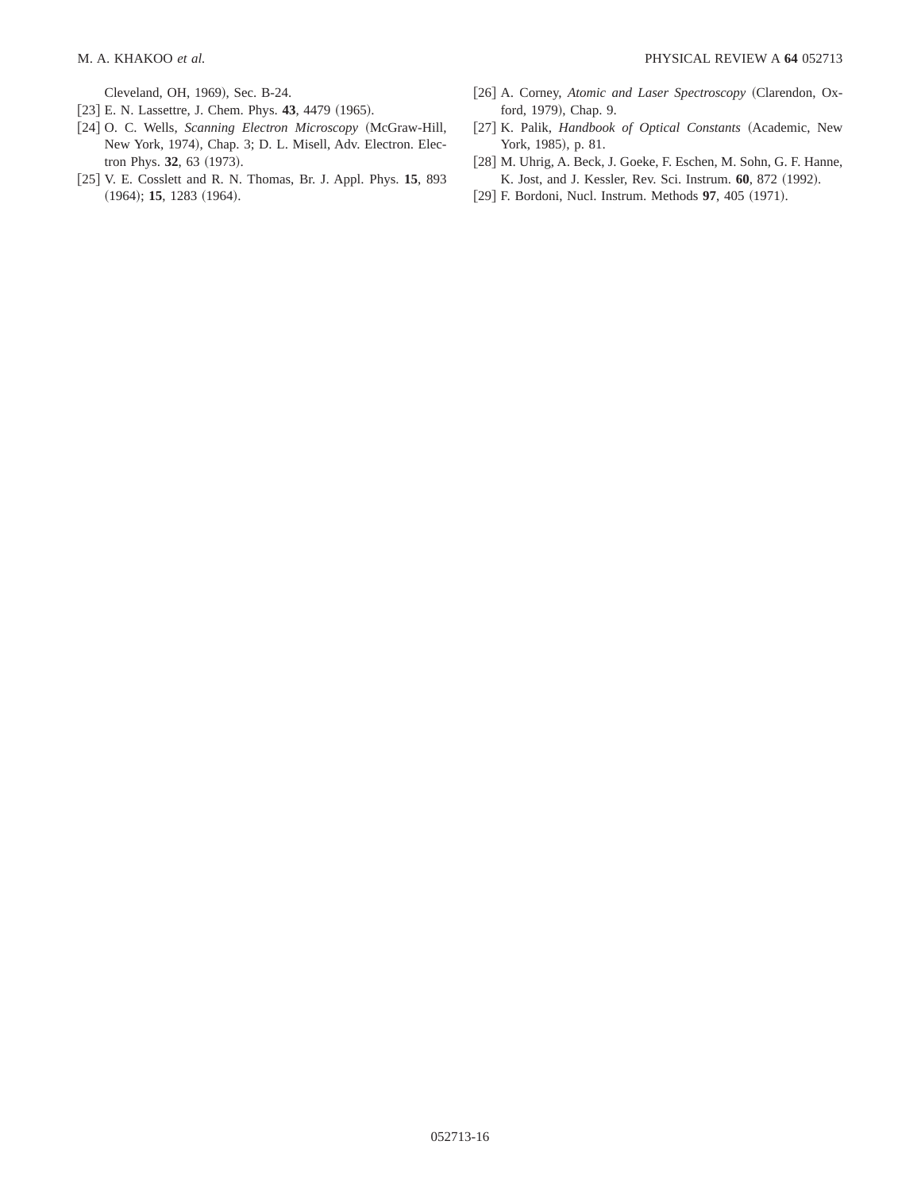Cleveland, OH, 1969), Sec. B-24.

[23] E. N. Lassettre, J. Chem. Phys. **43**, 4479 (1965).

[24] O. C. Wells, *Scanning Electron Microscopy* (McGraw-Hill, New York, 1974), Chap. 3; D. L. Misell, Adv. Electron. Electron Phys. **32**, 63 (1973).

[25] V. E. Cosslett and R. N. Thomas, Br. J. Appl. Phys. **15**, 893 (1964); **15**, 1283 (1964).

[26] A. Corney, *Atomic and Laser Spectroscopy* (Clarendon, Oxford, 1979), Chap. 9.

[27] K. Palik, *Handbook of Optical Constants* (Academic, New York, 1985), p. 81.

[28] M. Uhrig, A. Beck, J. Goeke, F. Eschen, M. Sohn, G. F. Hanne, K. Jost, and J. Kessler, Rev. Sci. Instrum. **60**, 872 (1992).

[29] F. Bordoni, Nucl. Instrum. Methods **97**, 405 (1971).